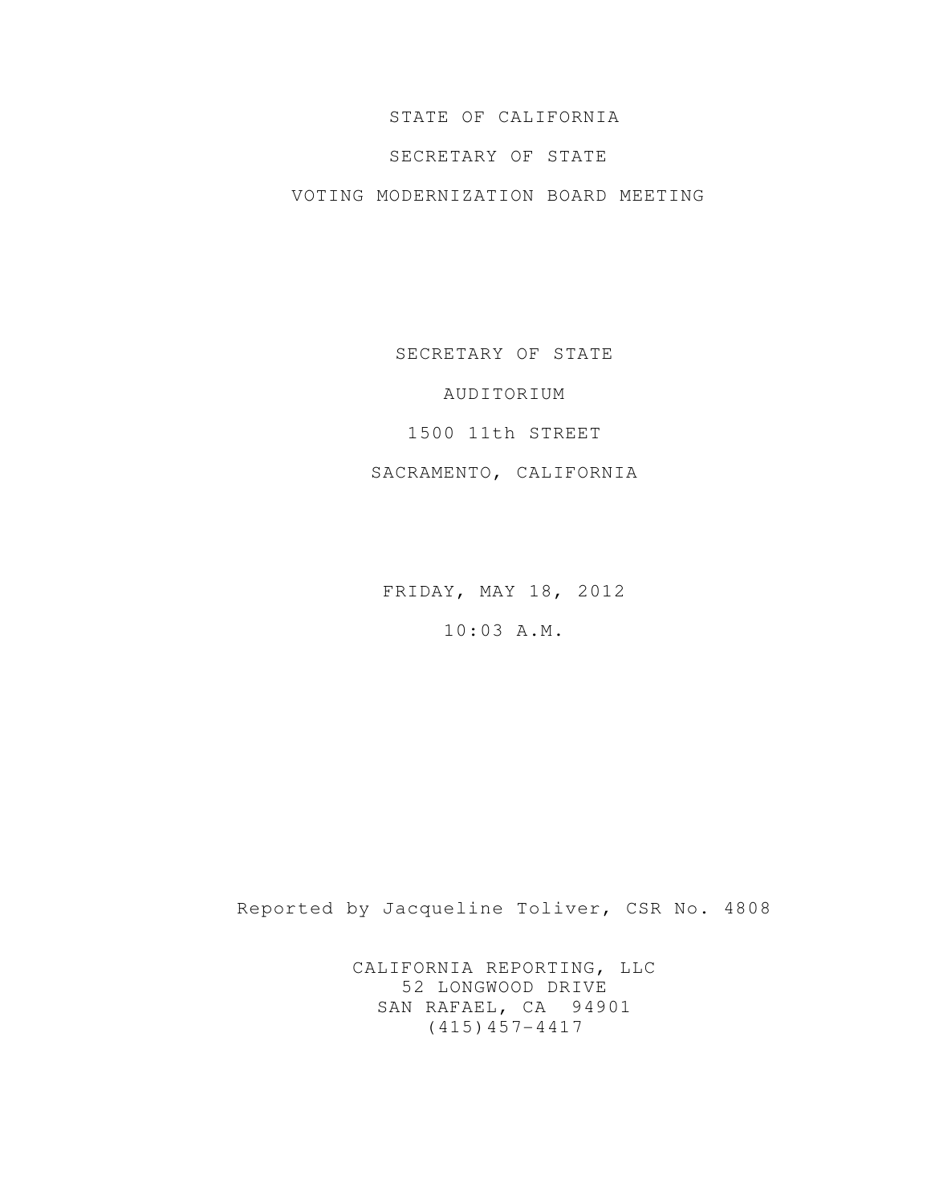STATE OF CALIFORNIA

SECRETARY OF STATE

VOTING MODERNIZATION BOARD MEETING

SECRETARY OF STATE

AUDITORIUM

1500 11th STREET

SACRAMENTO, CALIFORNIA

FRIDAY, MAY 18, 2012

10:03 A.M.

Reported by Jacqueline Toliver, CSR No. 4808

CALIFORNIA REPORTING, LLC
52 LONGWOOD DRIVE
SAN RAFAEL, CA 94901
(415)457-4417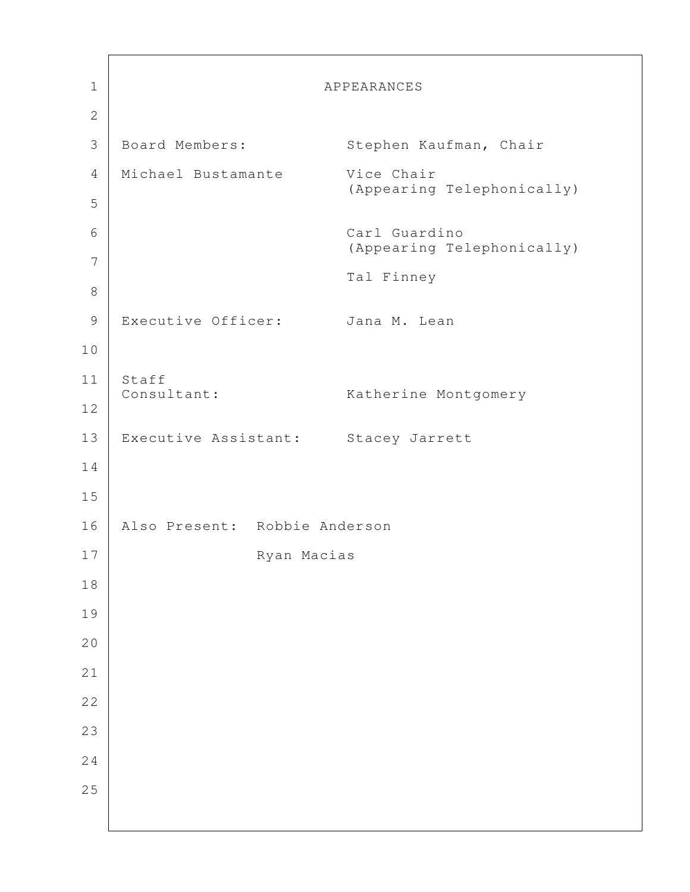# APPEARANCES

Board Members: Stephen Kaufman, Chair

Michael Bustamante Vice Chair (Appearing Telephonically)

Carl Guardino (Appearing Telephonically)

Tal Finney

Executive Officer: Jana M. Lean

Staff Consultant: Katherine Montgomery

Executive Assistant: Stacey Jarrett

Also Present: Robbie Anderson

Ryan Macias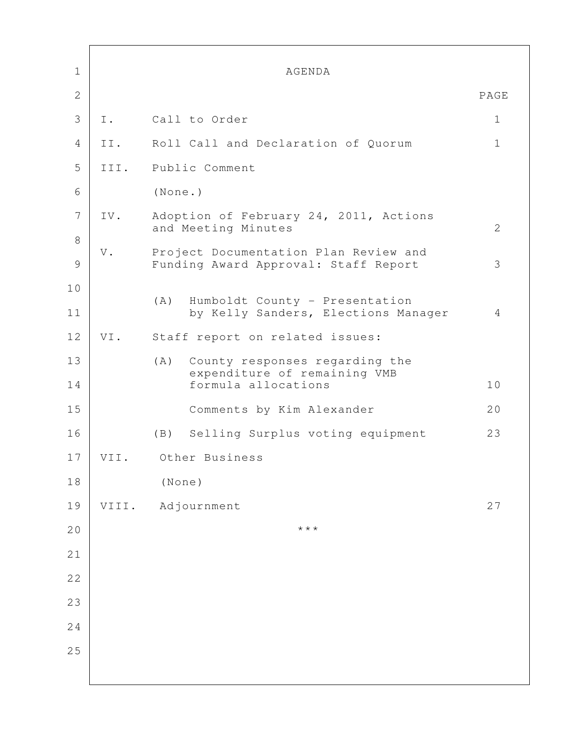# AGENDA

| | | PAGE |
|---|---|---|
| I. | Call to Order | 1 |
| II. | Roll Call and Declaration of Quorum | 1 |
| III. | Public Comment | |
| | (None.) | |
| IV. | Adoption of February 24, 2011, Actions and Meeting Minutes | 2 |
| V. | Project Documentation Plan Review and Funding Award Approval: Staff Report | 3 |
| | (A) Humboldt County - Presentation by Kelly Sanders, Elections Manager | 4 |
| VI. | Staff report on related issues: | |
| | (A) County responses regarding the expenditure of remaining VMB formula allocations | 10 |
| | Comments by Kim Alexander | 20 |
| | (B) Selling Surplus voting equipment | 23 |
| VII. | Other Business | |
| | (None) | |
| VIII. | Adjournment | 27 |

***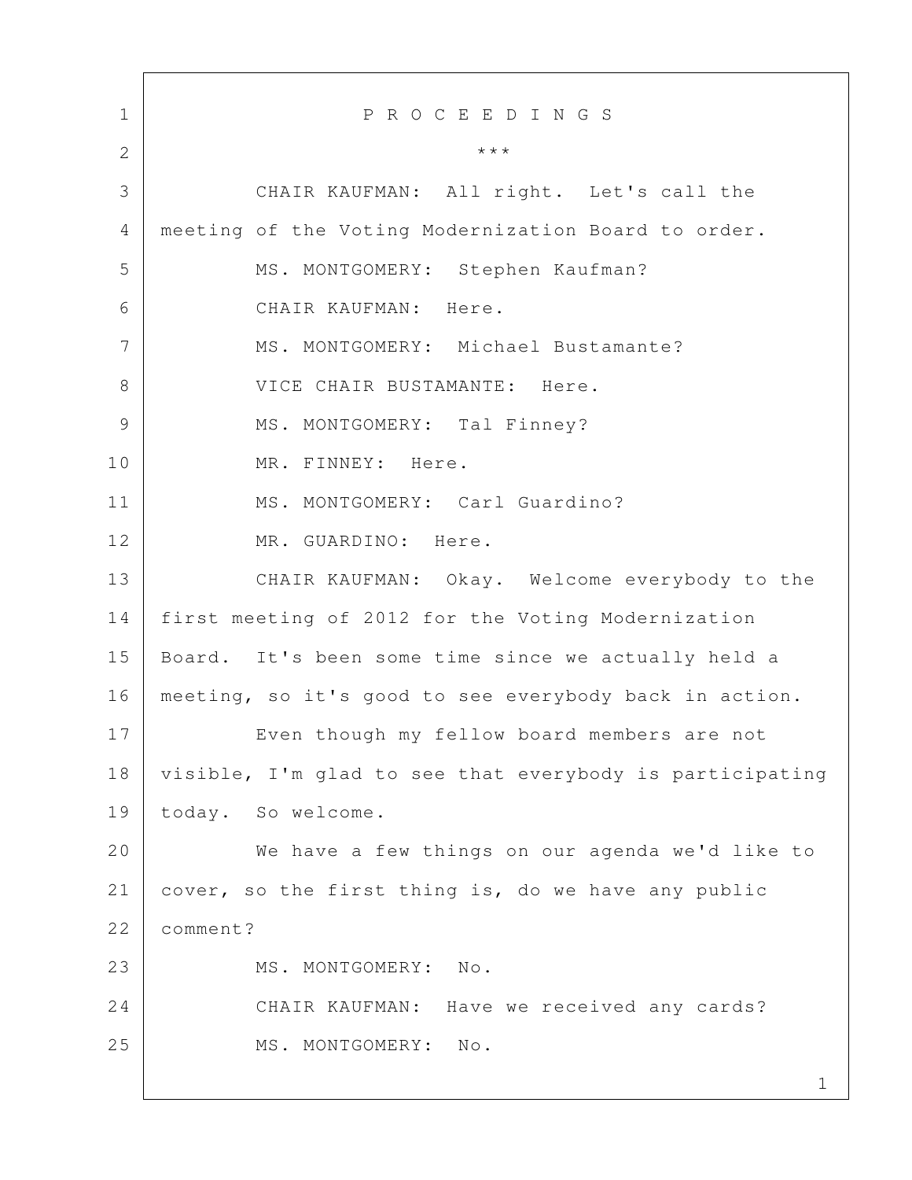P R O C E E D I N G S

\*\*\*

CHAIR KAUFMAN: All right. Let's call the meeting of the Voting Modernization Board to order.

MS. MONTGOMERY: Stephen Kaufman?

CHAIR KAUFMAN: Here.

MS. MONTGOMERY: Michael Bustamante?

VICE CHAIR BUSTAMANTE: Here.

MS. MONTGOMERY: Tal Finney?

MR. FINNEY: Here.

MS. MONTGOMERY: Carl Guardino?

MR. GUARDINO: Here.

CHAIR KAUFMAN: Okay. Welcome everybody to the first meeting of 2012 for the Voting Modernization Board. It's been some time since we actually held a meeting, so it's good to see everybody back in action.

Even though my fellow board members are not visible, I'm glad to see that everybody is participating today. So welcome.

We have a few things on our agenda we'd like to cover, so the first thing is, do we have any public comment?

MS. MONTGOMERY: No.

CHAIR KAUFMAN: Have we received any cards?

MS. MONTGOMERY: No.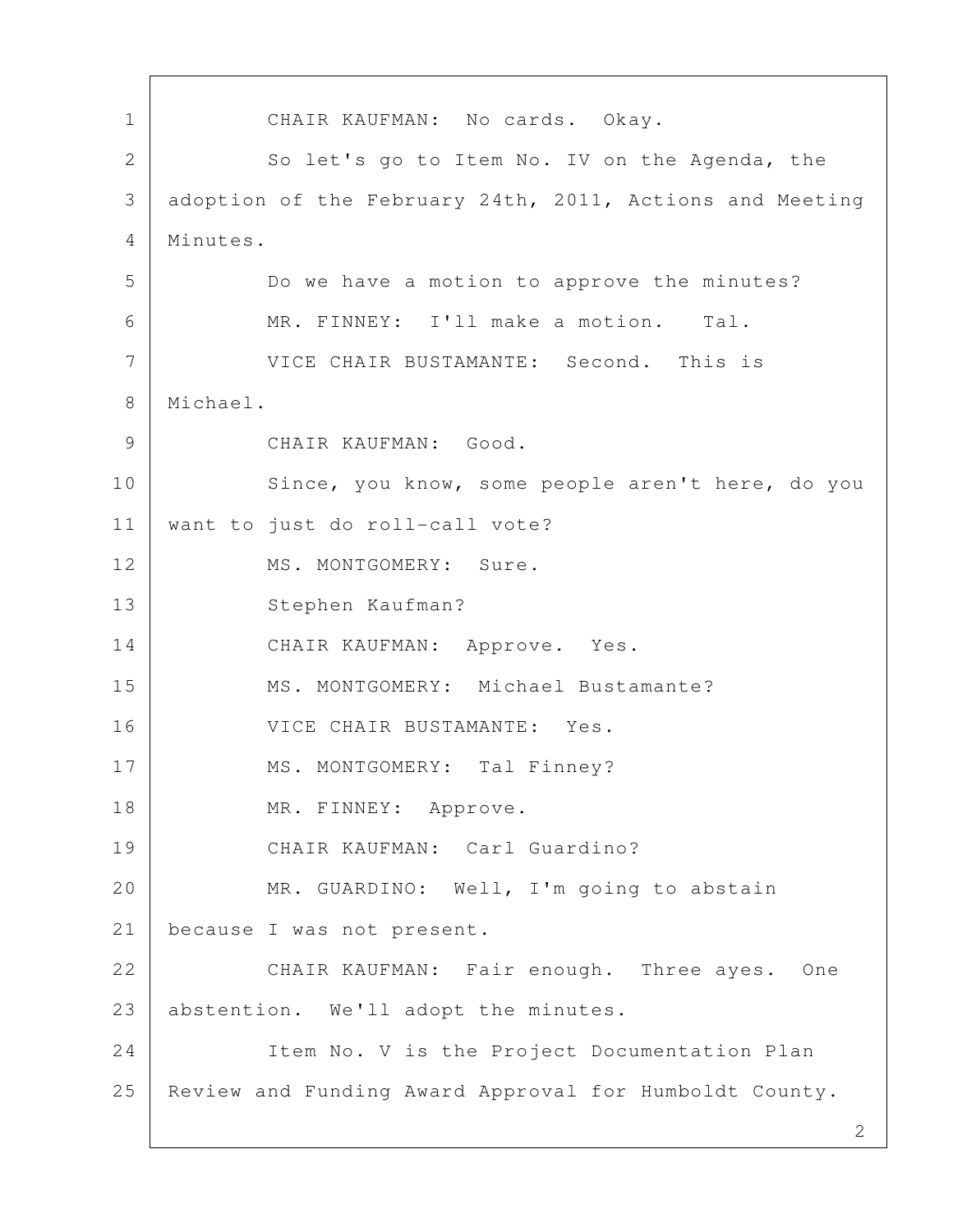CHAIR KAUFMAN: No cards. Okay.

So let's go to Item No. IV on the Agenda, the adoption of the February 24th, 2011, Actions and Meeting Minutes.

Do we have a motion to approve the minutes?

MR. FINNEY: I'll make a motion. Tal.

VICE CHAIR BUSTAMANTE: Second. This is Michael.

CHAIR KAUFMAN: Good.

Since, you know, some people aren't here, do you want to just do roll-call vote?

MS. MONTGOMERY: Sure.

Stephen Kaufman?

CHAIR KAUFMAN: Approve. Yes.

MS. MONTGOMERY: Michael Bustamante?

VICE CHAIR BUSTAMANTE: Yes.

MS. MONTGOMERY: Tal Finney?

MR. FINNEY: Approve.

CHAIR KAUFMAN: Carl Guardino?

MR. GUARDINO: Well, I'm going to abstain because I was not present.

CHAIR KAUFMAN: Fair enough. Three ayes. One abstention. We'll adopt the minutes.

Item No. V is the Project Documentation Plan Review and Funding Award Approval for Humboldt County.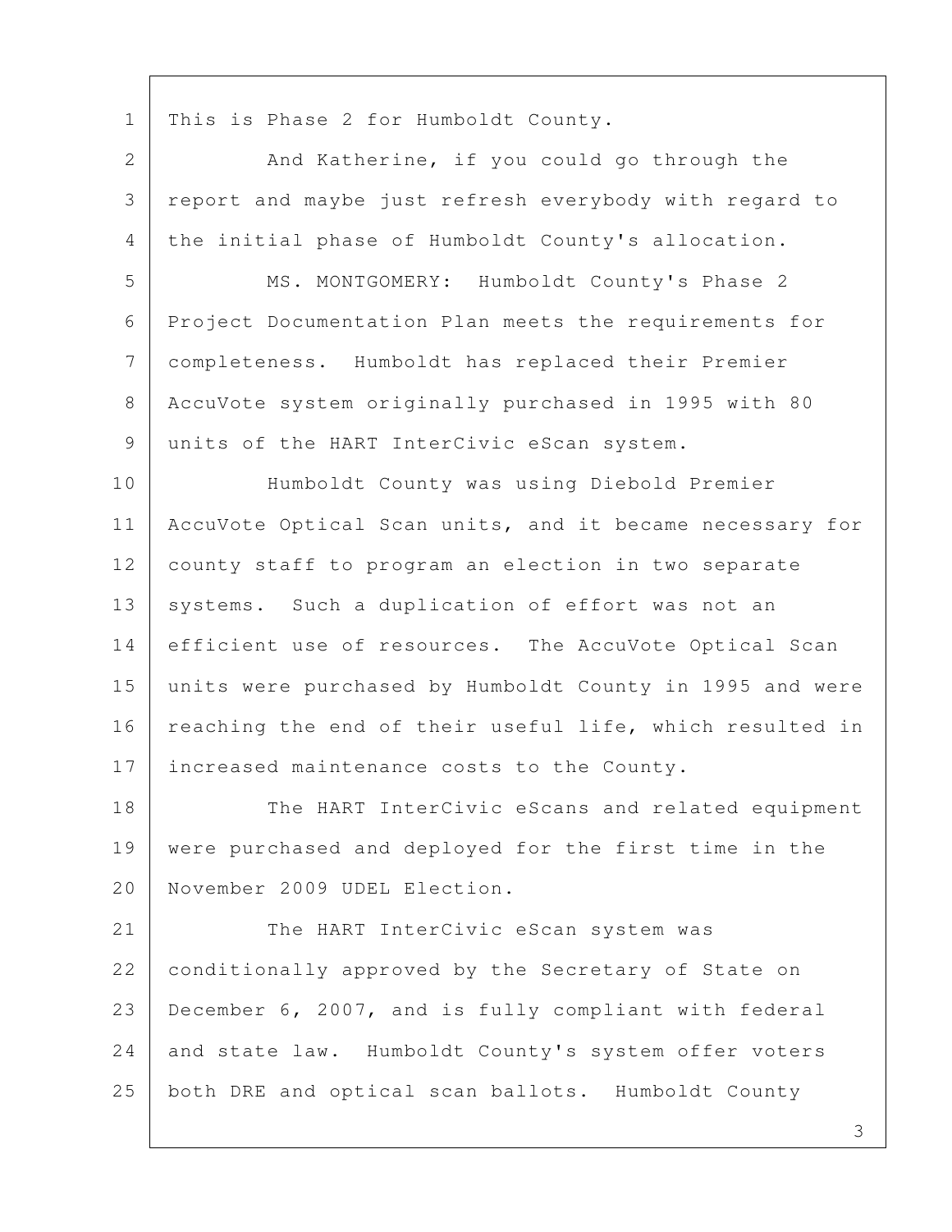This is Phase 2 for Humboldt County.

And Katherine, if you could go through the report and maybe just refresh everybody with regard to the initial phase of Humboldt County's allocation.

MS. MONTGOMERY: Humboldt County's Phase 2 Project Documentation Plan meets the requirements for completeness. Humboldt has replaced their Premier AccuVote system originally purchased in 1995 with 80 units of the HART InterCivic eScan system.

Humboldt County was using Diebold Premier AccuVote Optical Scan units, and it became necessary for county staff to program an election in two separate systems. Such a duplication of effort was not an efficient use of resources. The AccuVote Optical Scan units were purchased by Humboldt County in 1995 and were reaching the end of their useful life, which resulted in increased maintenance costs to the County.

The HART InterCivic eScans and related equipment were purchased and deployed for the first time in the November 2009 UDEL Election.

The HART InterCivic eScan system was conditionally approved by the Secretary of State on December 6, 2007, and is fully compliant with federal and state law. Humboldt County's system offer voters both DRE and optical scan ballots. Humboldt County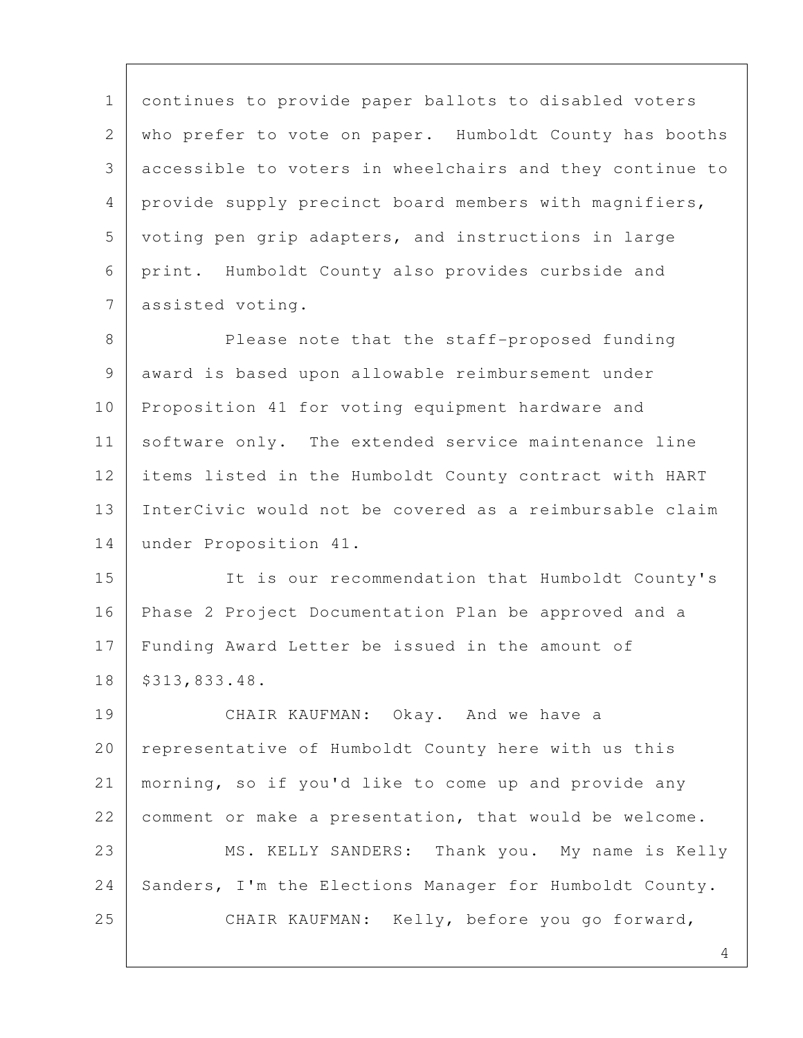continues to provide paper ballots to disabled voters who prefer to vote on paper. Humboldt County has booths accessible to voters in wheelchairs and they continue to provide supply precinct board members with magnifiers, voting pen grip adapters, and instructions in large print. Humboldt County also provides curbside and assisted voting.

Please note that the staff-proposed funding award is based upon allowable reimbursement under Proposition 41 for voting equipment hardware and software only. The extended service maintenance line items listed in the Humboldt County contract with HART InterCivic would not be covered as a reimbursable claim under Proposition 41.

It is our recommendation that Humboldt County's Phase 2 Project Documentation Plan be approved and a Funding Award Letter be issued in the amount of $313,833.48.

CHAIR KAUFMAN: Okay. And we have a representative of Humboldt County here with us this morning, so if you'd like to come up and provide any comment or make a presentation, that would be welcome.

MS. KELLY SANDERS: Thank you. My name is Kelly Sanders, I'm the Elections Manager for Humboldt County.

CHAIR KAUFMAN: Kelly, before you go forward,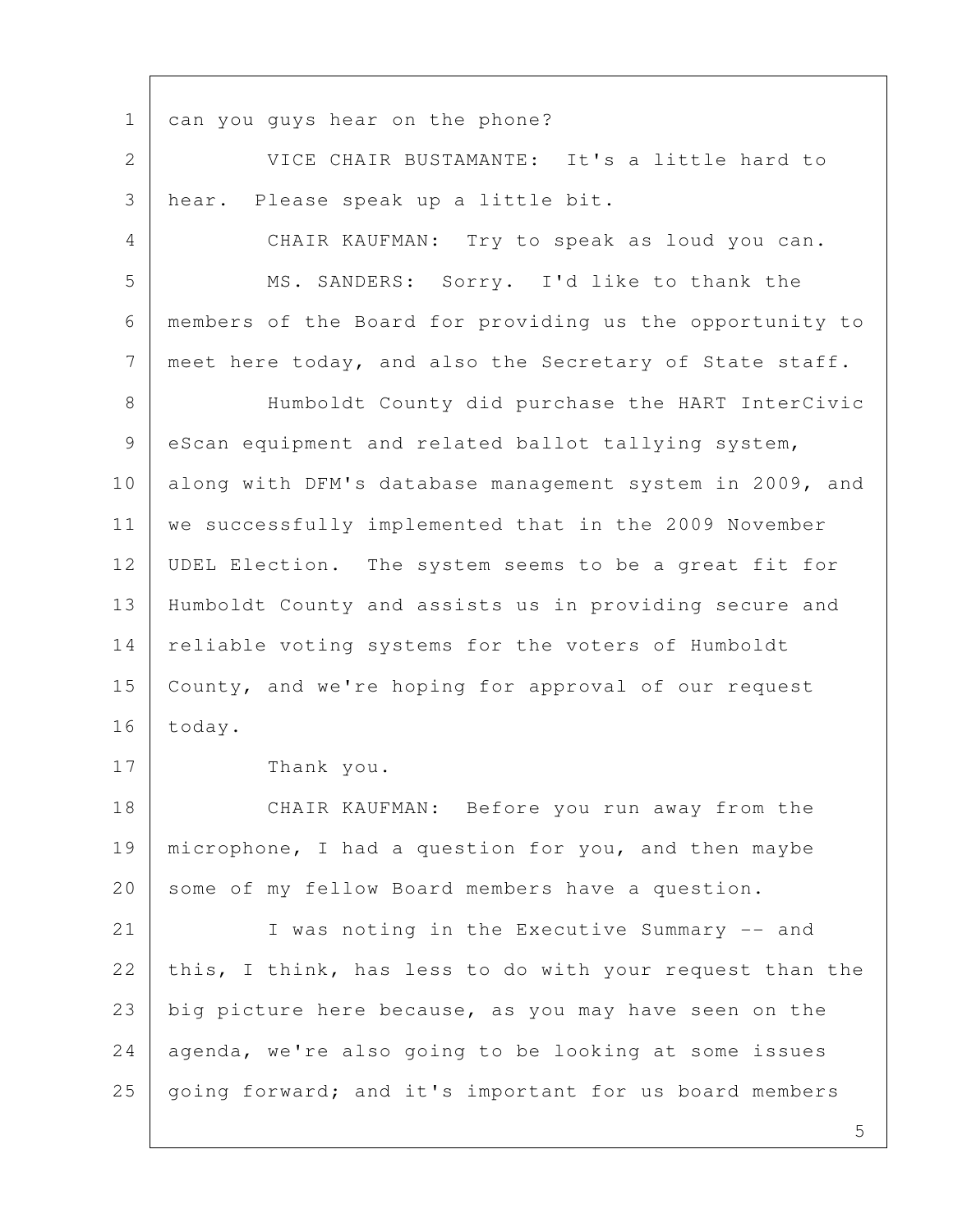can you guys hear on the phone?

VICE CHAIR BUSTAMANTE: It's a little hard to hear. Please speak up a little bit.

CHAIR KAUFMAN: Try to speak as loud you can.

MS. SANDERS: Sorry. I'd like to thank the members of the Board for providing us the opportunity to meet here today, and also the Secretary of State staff.

Humboldt County did purchase the HART InterCivic eScan equipment and related ballot tallying system, along with DFM's database management system in 2009, and we successfully implemented that in the 2009 November UDEL Election. The system seems to be a great fit for Humboldt County and assists us in providing secure and reliable voting systems for the voters of Humboldt County, and we're hoping for approval of our request today.

Thank you.

CHAIR KAUFMAN: Before you run away from the microphone, I had a question for you, and then maybe some of my fellow Board members have a question.

I was noting in the Executive Summary -- and this, I think, has less to do with your request than the big picture here because, as you may have seen on the agenda, we're also going to be looking at some issues going forward; and it's important for us board members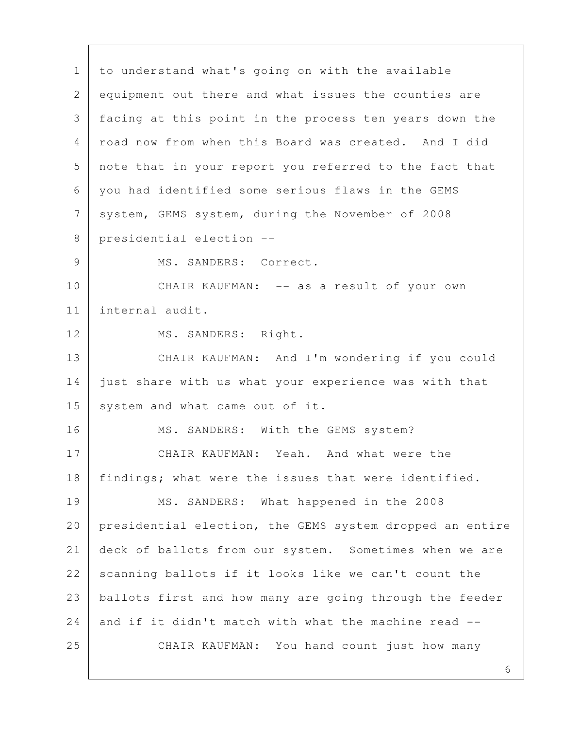to understand what's going on with the available equipment out there and what issues the counties are facing at this point in the process ten years down the road now from when this Board was created. And I did note that in your report you referred to the fact that you had identified some serious flaws in the GEMS system, GEMS system, during the November of 2008 presidential election --

MS. SANDERS: Correct.

CHAIR KAUFMAN: -- as a result of your own internal audit.

MS. SANDERS: Right.

CHAIR KAUFMAN: And I'm wondering if you could just share with us what your experience was with that system and what came out of it.

MS. SANDERS: With the GEMS system?

CHAIR KAUFMAN: Yeah. And what were the findings; what were the issues that were identified.

MS. SANDERS: What happened in the 2008 presidential election, the GEMS system dropped an entire deck of ballots from our system. Sometimes when we are scanning ballots if it looks like we can't count the ballots first and how many are going through the feeder and if it didn't match with what the machine read --

CHAIR KAUFMAN: You hand count just how many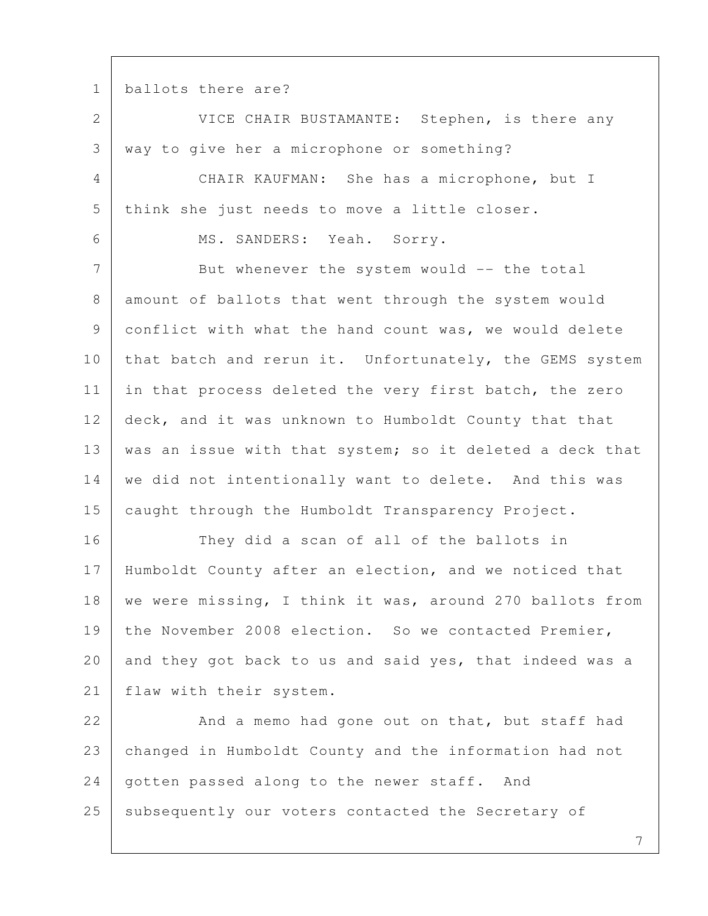ballots there are?

VICE CHAIR BUSTAMANTE: Stephen, is there any way to give her a microphone or something?

CHAIR KAUFMAN: She has a microphone, but I think she just needs to move a little closer.

MS. SANDERS: Yeah. Sorry.

But whenever the system would -- the total amount of ballots that went through the system would conflict with what the hand count was, we would delete that batch and rerun it. Unfortunately, the GEMS system in that process deleted the very first batch, the zero deck, and it was unknown to Humboldt County that that was an issue with that system; so it deleted a deck that we did not intentionally want to delete. And this was caught through the Humboldt Transparency Project.

They did a scan of all of the ballots in Humboldt County after an election, and we noticed that we were missing, I think it was, around 270 ballots from the November 2008 election. So we contacted Premier, and they got back to us and said yes, that indeed was a flaw with their system.

And a memo had gone out on that, but staff had changed in Humboldt County and the information had not gotten passed along to the newer staff. And subsequently our voters contacted the Secretary of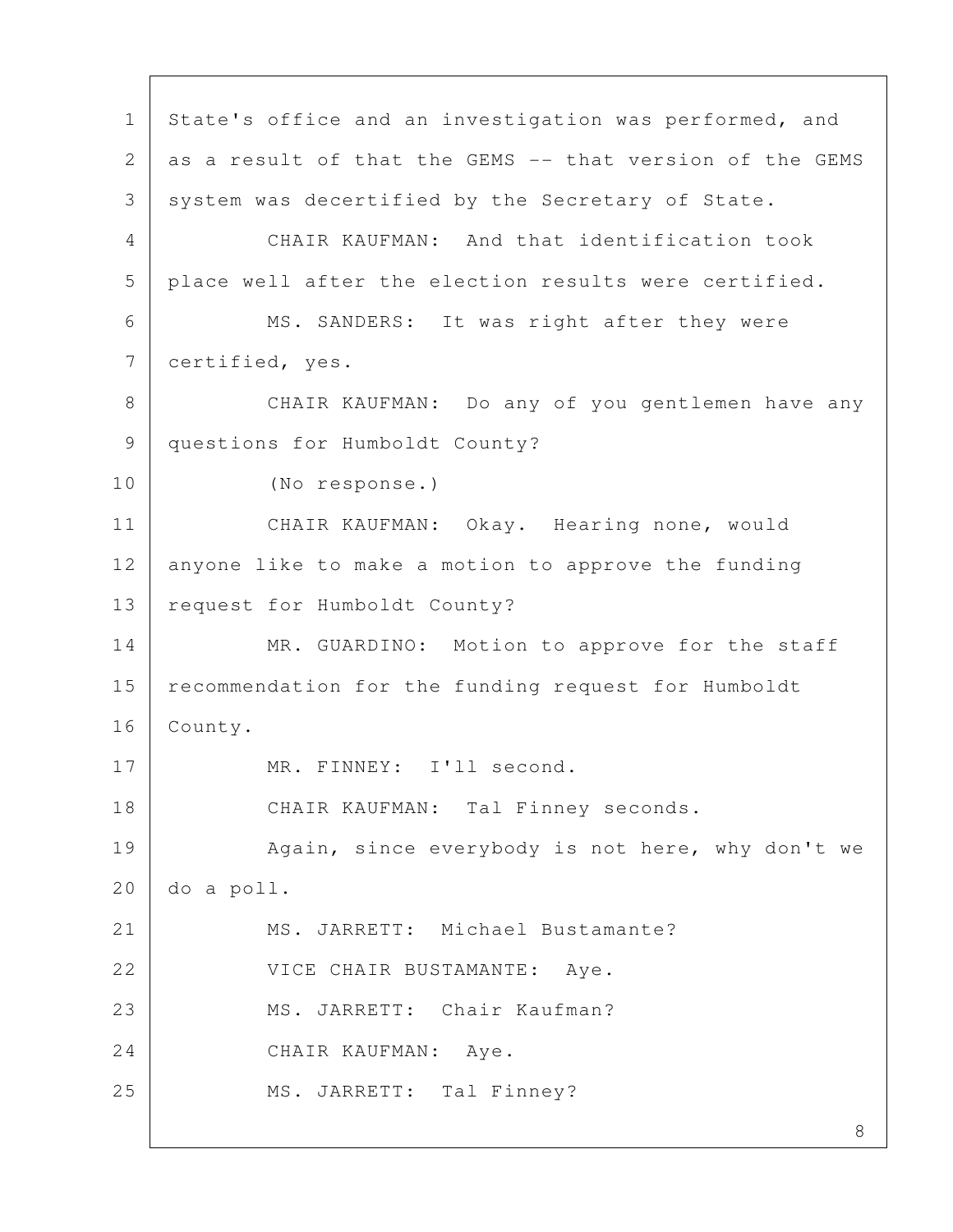State's office and an investigation was performed, and as a result of that the GEMS -- that version of the GEMS system was decertified by the Secretary of State.

CHAIR KAUFMAN: And that identification took place well after the election results were certified.

MS. SANDERS: It was right after they were certified, yes.

CHAIR KAUFMAN: Do any of you gentlemen have any questions for Humboldt County?

(No response.)

CHAIR KAUFMAN: Okay. Hearing none, would anyone like to make a motion to approve the funding request for Humboldt County?

MR. GUARDINO: Motion to approve for the staff recommendation for the funding request for Humboldt County.

MR. FINNEY: I'll second.

CHAIR KAUFMAN: Tal Finney seconds.

Again, since everybody is not here, why don't we do a poll.

MS. JARRETT: Michael Bustamante?

VICE CHAIR BUSTAMANTE: Aye.

MS. JARRETT: Chair Kaufman?

CHAIR KAUFMAN: Aye.

MS. JARRETT: Tal Finney?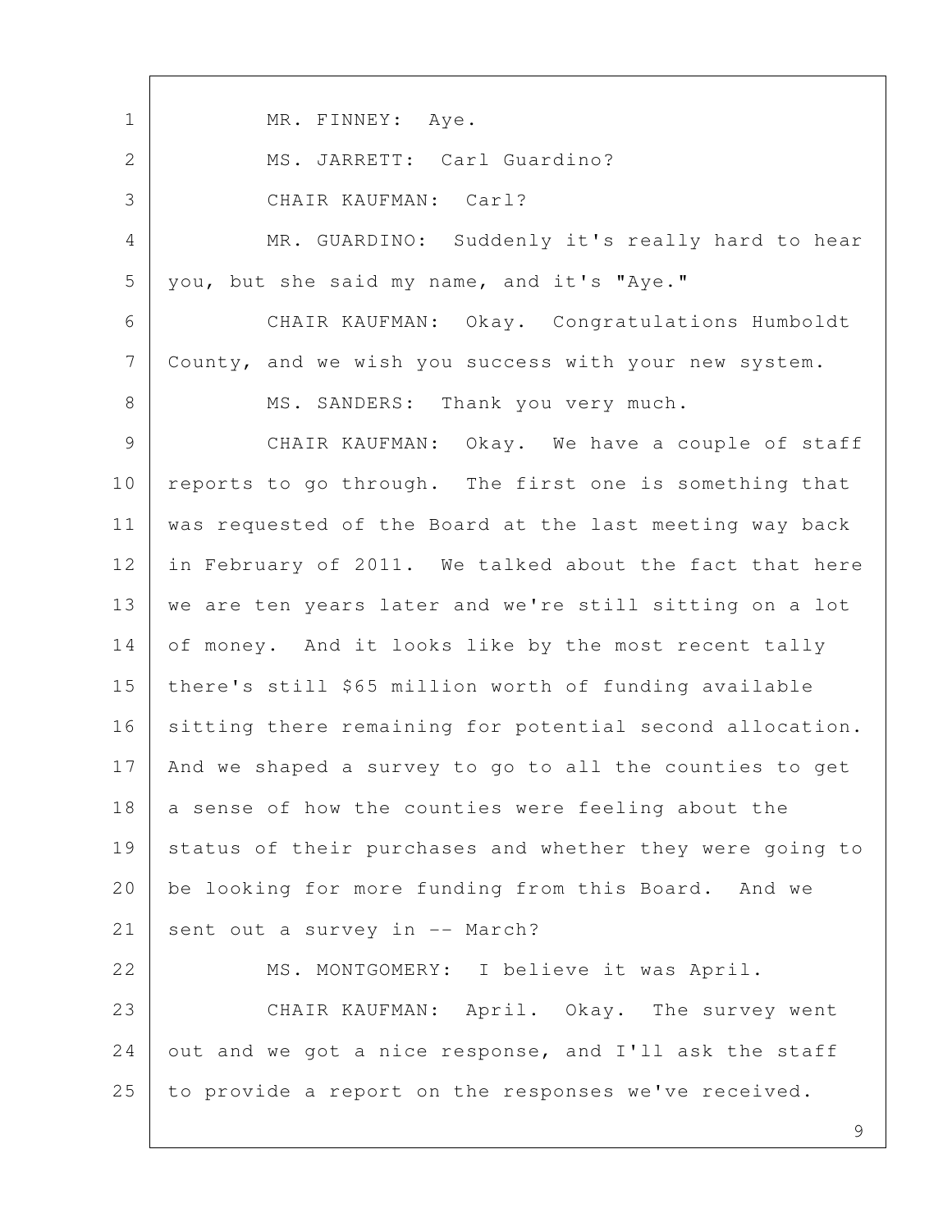MR. FINNEY: Aye.

MS. JARRETT: Carl Guardino?

CHAIR KAUFMAN: Carl?

MR. GUARDINO: Suddenly it's really hard to hear you, but she said my name, and it's "Aye."

CHAIR KAUFMAN: Okay. Congratulations Humboldt County, and we wish you success with your new system.

MS. SANDERS: Thank you very much.

CHAIR KAUFMAN: Okay. We have a couple of staff reports to go through. The first one is something that was requested of the Board at the last meeting way back in February of 2011. We talked about the fact that here we are ten years later and we're still sitting on a lot of money. And it looks like by the most recent tally there's still $65 million worth of funding available sitting there remaining for potential second allocation. And we shaped a survey to go to all the counties to get a sense of how the counties were feeling about the status of their purchases and whether they were going to be looking for more funding from this Board. And we sent out a survey in -- March?

MS. MONTGOMERY: I believe it was April.

CHAIR KAUFMAN: April. Okay. The survey went out and we got a nice response, and I'll ask the staff to provide a report on the responses we've received.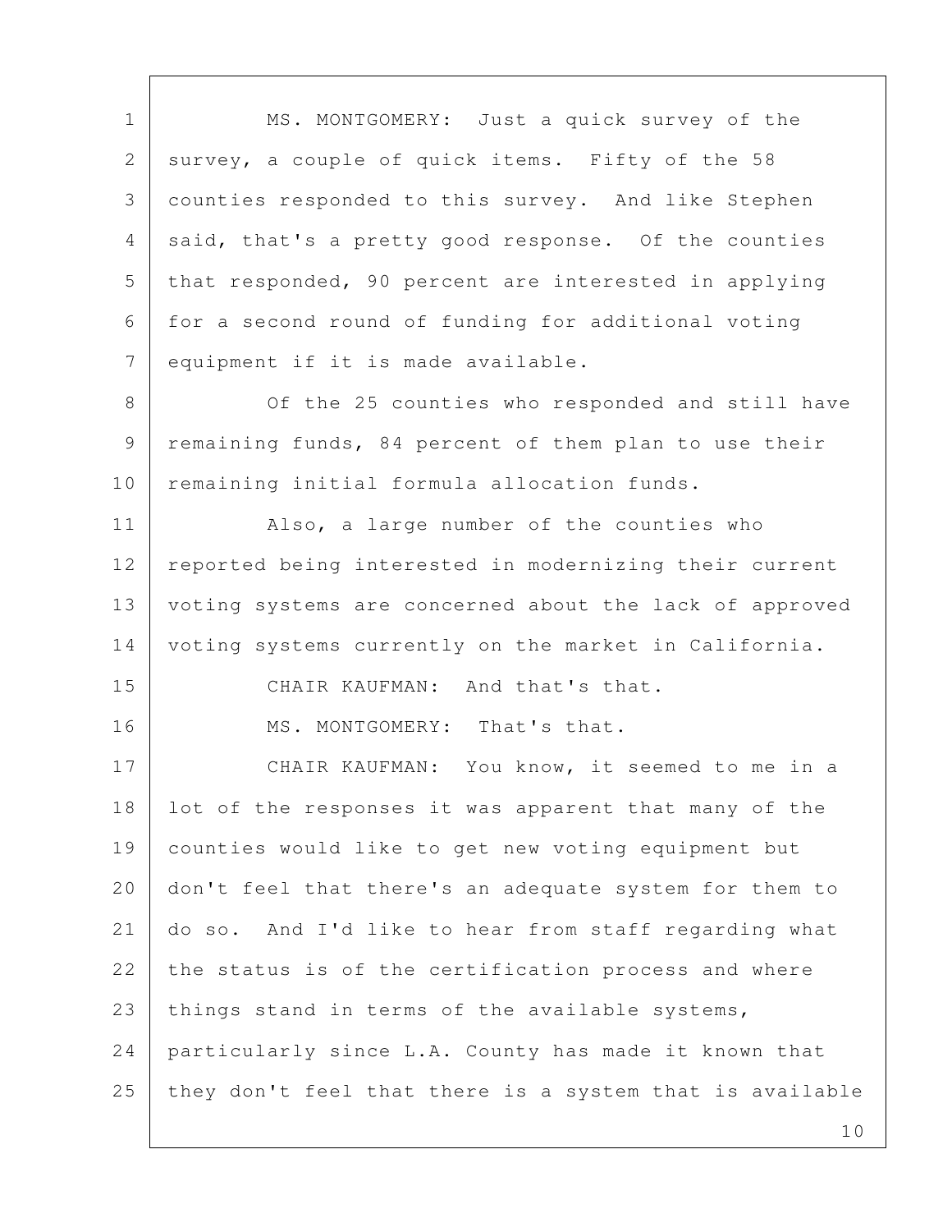MS. MONTGOMERY: Just a quick survey of the survey, a couple of quick items. Fifty of the 58 counties responded to this survey. And like Stephen said, that's a pretty good response. Of the counties that responded, 90 percent are interested in applying for a second round of funding for additional voting equipment if it is made available.

Of the 25 counties who responded and still have remaining funds, 84 percent of them plan to use their remaining initial formula allocation funds.

Also, a large number of the counties who reported being interested in modernizing their current voting systems are concerned about the lack of approved voting systems currently on the market in California.

CHAIR KAUFMAN: And that's that.

MS. MONTGOMERY: That's that.

CHAIR KAUFMAN: You know, it seemed to me in a lot of the responses it was apparent that many of the counties would like to get new voting equipment but don't feel that there's an adequate system for them to do so. And I'd like to hear from staff regarding what the status is of the certification process and where things stand in terms of the available systems, particularly since L.A. County has made it known that they don't feel that there is a system that is available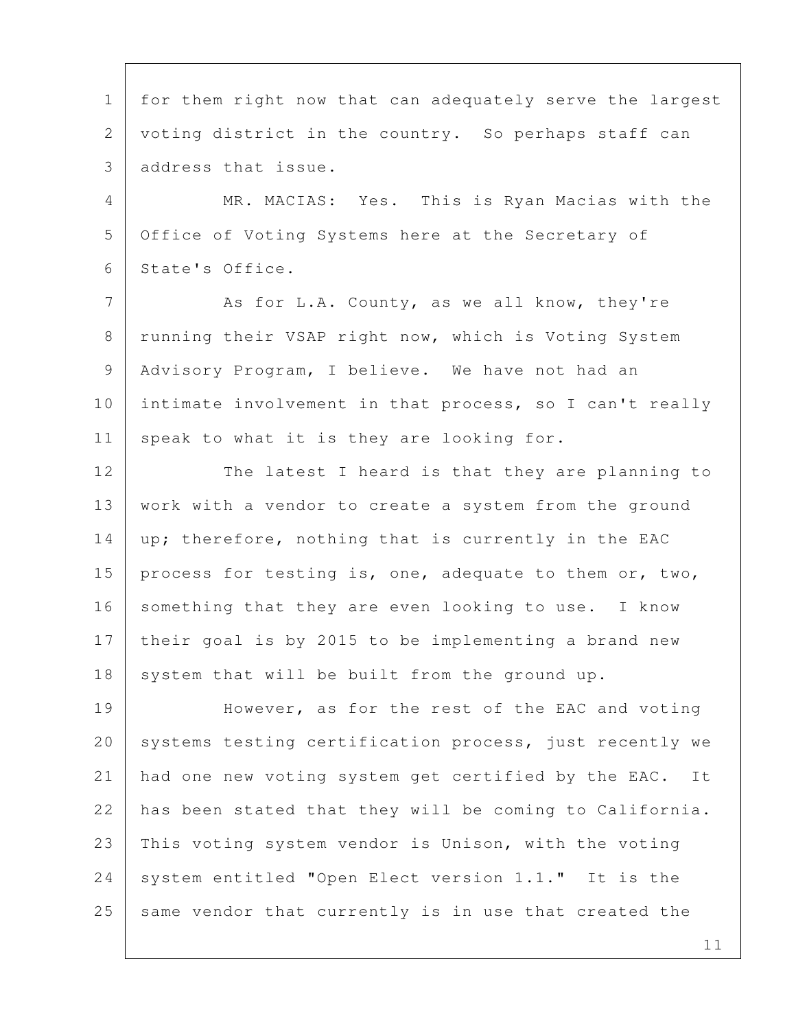for them right now that can adequately serve the largest voting district in the country. So perhaps staff can address that issue.

MR. MACIAS: Yes. This is Ryan Macias with the Office of Voting Systems here at the Secretary of State's Office.

As for L.A. County, as we all know, they're running their VSAP right now, which is Voting System Advisory Program, I believe. We have not had an intimate involvement in that process, so I can't really speak to what it is they are looking for.

The latest I heard is that they are planning to work with a vendor to create a system from the ground up; therefore, nothing that is currently in the EAC process for testing is, one, adequate to them or, two, something that they are even looking to use. I know their goal is by 2015 to be implementing a brand new system that will be built from the ground up.

However, as for the rest of the EAC and voting systems testing certification process, just recently we had one new voting system get certified by the EAC. It has been stated that they will be coming to California. This voting system vendor is Unison, with the voting system entitled "Open Elect version 1.1." It is the same vendor that currently is in use that created the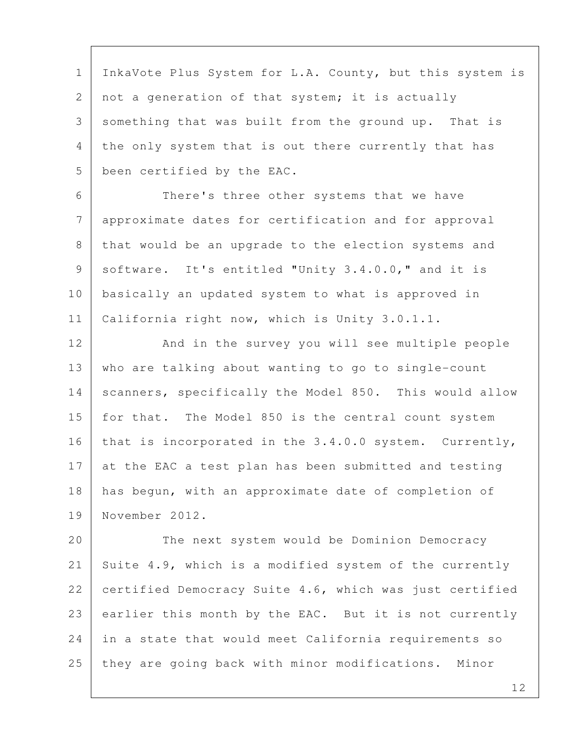InkaVote Plus System for L.A. County, but this system is not a generation of that system; it is actually something that was built from the ground up. That is the only system that is out there currently that has been certified by the EAC.

There's three other systems that we have approximate dates for certification and for approval that would be an upgrade to the election systems and software. It's entitled "Unity 3.4.0.0," and it is basically an updated system to what is approved in California right now, which is Unity 3.0.1.1.

And in the survey you will see multiple people who are talking about wanting to go to single-count scanners, specifically the Model 850. This would allow for that. The Model 850 is the central count system that is incorporated in the 3.4.0.0 system. Currently, at the EAC a test plan has been submitted and testing has begun, with an approximate date of completion of November 2012.

The next system would be Dominion Democracy Suite 4.9, which is a modified system of the currently certified Democracy Suite 4.6, which was just certified earlier this month by the EAC. But it is not currently in a state that would meet California requirements so they are going back with minor modifications. Minor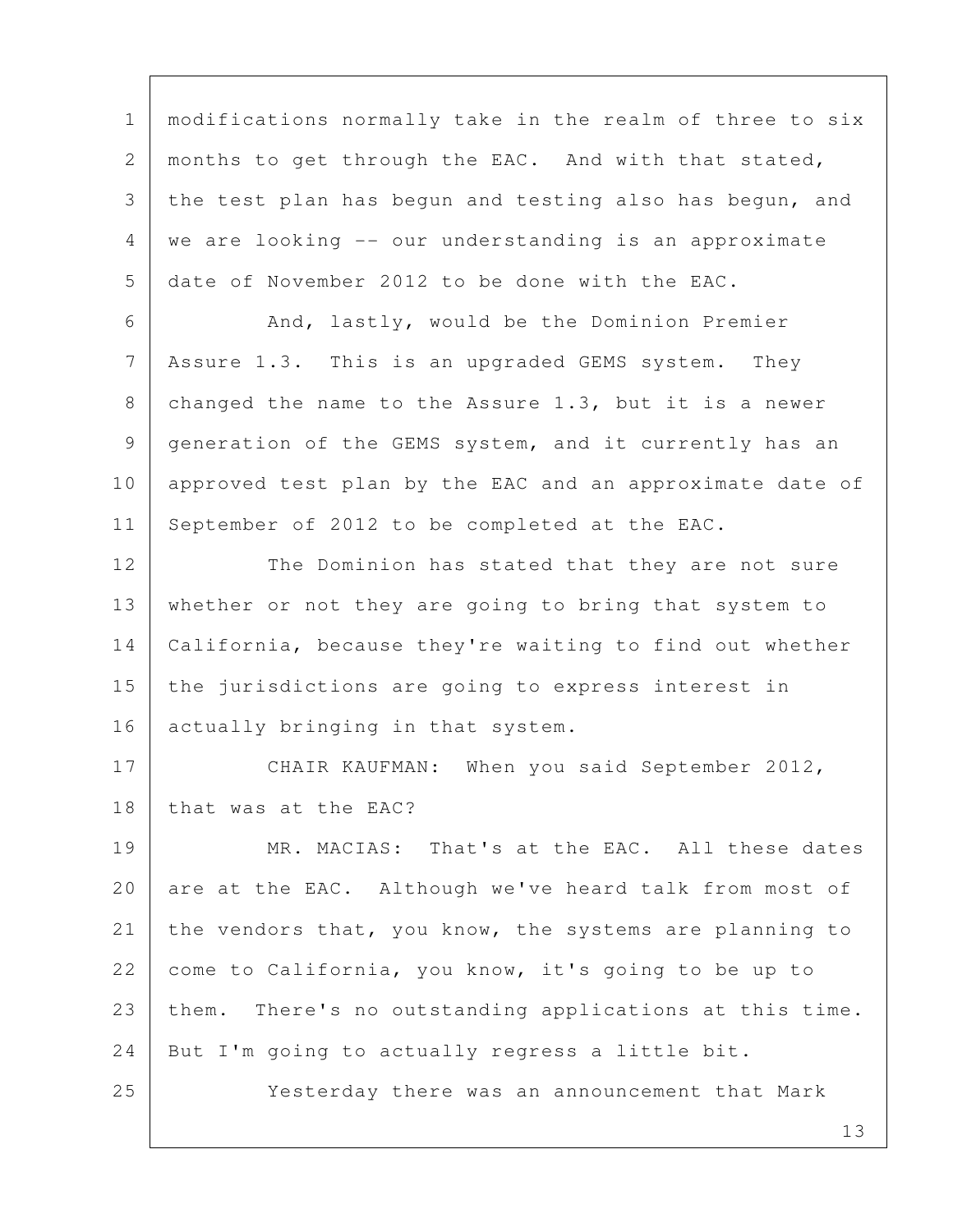modifications normally take in the realm of three to six months to get through the EAC. And with that stated, the test plan has begun and testing also has begun, and we are looking -- our understanding is an approximate date of November 2012 to be done with the EAC.

And, lastly, would be the Dominion Premier Assure 1.3. This is an upgraded GEMS system. They changed the name to the Assure 1.3, but it is a newer generation of the GEMS system, and it currently has an approved test plan by the EAC and an approximate date of September of 2012 to be completed at the EAC.

The Dominion has stated that they are not sure whether or not they are going to bring that system to California, because they're waiting to find out whether the jurisdictions are going to express interest in actually bringing in that system.

CHAIR KAUFMAN: When you said September 2012, that was at the EAC?

MR. MACIAS: That's at the EAC. All these dates are at the EAC. Although we've heard talk from most of the vendors that, you know, the systems are planning to come to California, you know, it's going to be up to them. There's no outstanding applications at this time. But I'm going to actually regress a little bit.

Yesterday there was an announcement that Mark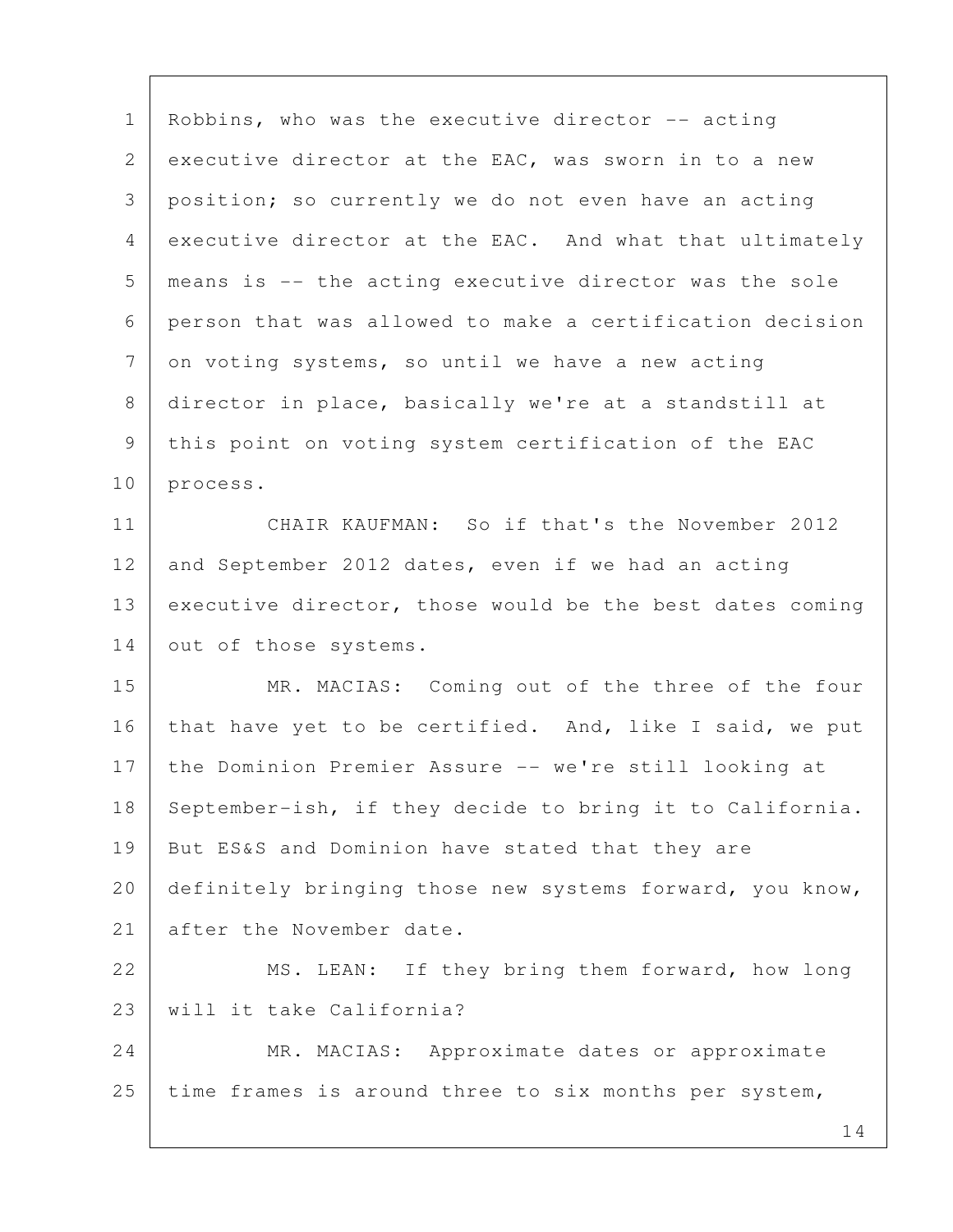Robbins, who was the executive director -- acting executive director at the EAC, was sworn in to a new position; so currently we do not even have an acting executive director at the EAC. And what that ultimately means is -- the acting executive director was the sole person that was allowed to make a certification decision on voting systems, so until we have a new acting director in place, basically we're at a standstill at this point on voting system certification of the EAC process.

CHAIR KAUFMAN: So if that's the November 2012 and September 2012 dates, even if we had an acting executive director, those would be the best dates coming out of those systems.

MR. MACIAS: Coming out of the three of the four that have yet to be certified. And, like I said, we put the Dominion Premier Assure -- we're still looking at September-ish, if they decide to bring it to California. But ES&S and Dominion have stated that they are definitely bringing those new systems forward, you know, after the November date.

MS. LEAN: If they bring them forward, how long will it take California?

MR. MACIAS: Approximate dates or approximate time frames is around three to six months per system,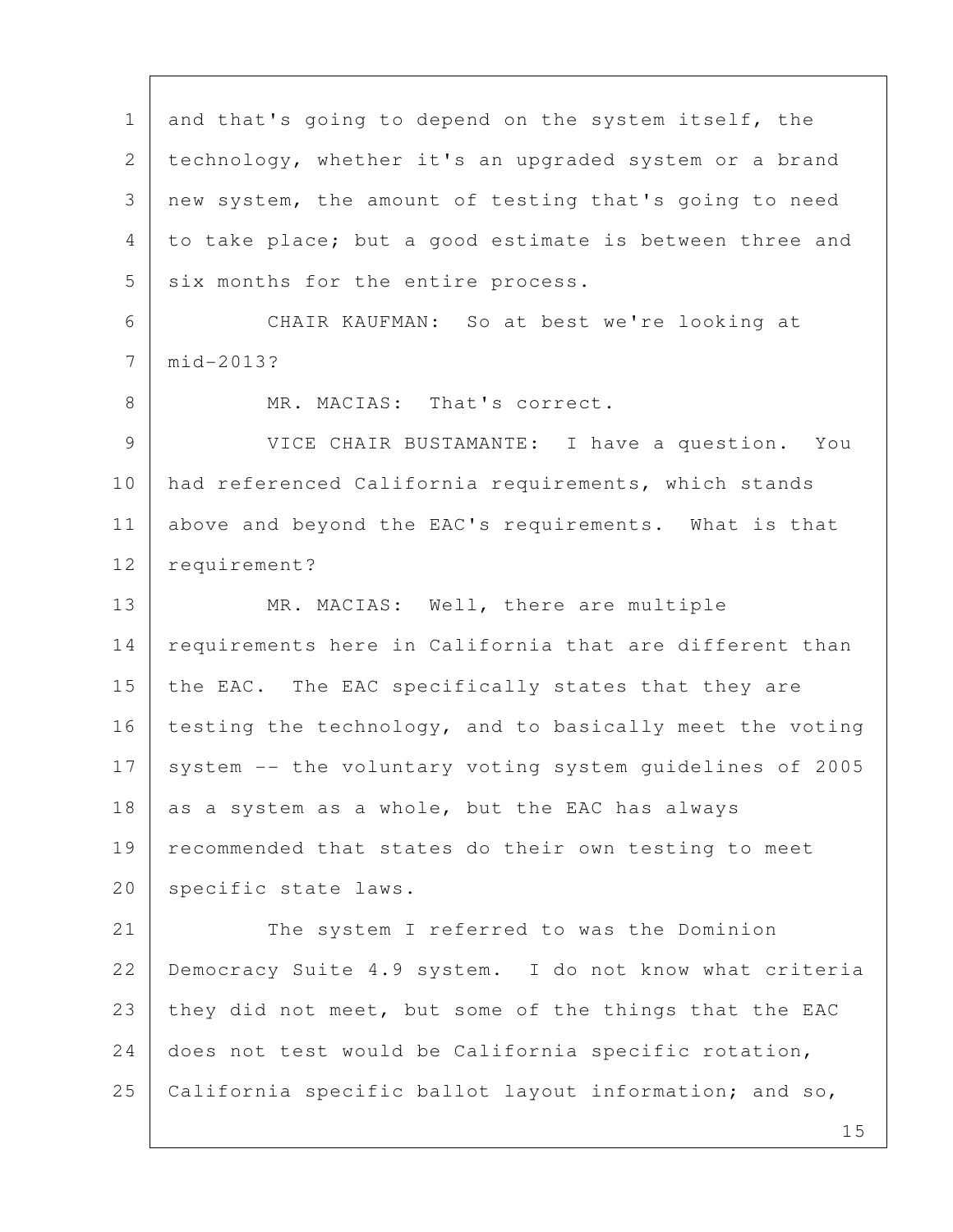and that's going to depend on the system itself, the technology, whether it's an upgraded system or a brand new system, the amount of testing that's going to need to take place; but a good estimate is between three and six months for the entire process.

CHAIR KAUFMAN: So at best we're looking at mid-2013?

MR. MACIAS: That's correct.

VICE CHAIR BUSTAMANTE: I have a question. You had referenced California requirements, which stands above and beyond the EAC's requirements. What is that requirement?

MR. MACIAS: Well, there are multiple requirements here in California that are different than the EAC. The EAC specifically states that they are testing the technology, and to basically meet the voting system -- the voluntary voting system guidelines of 2005 as a system as a whole, but the EAC has always recommended that states do their own testing to meet specific state laws.

The system I referred to was the Dominion Democracy Suite 4.9 system. I do not know what criteria they did not meet, but some of the things that the EAC does not test would be California specific rotation, California specific ballot layout information; and so,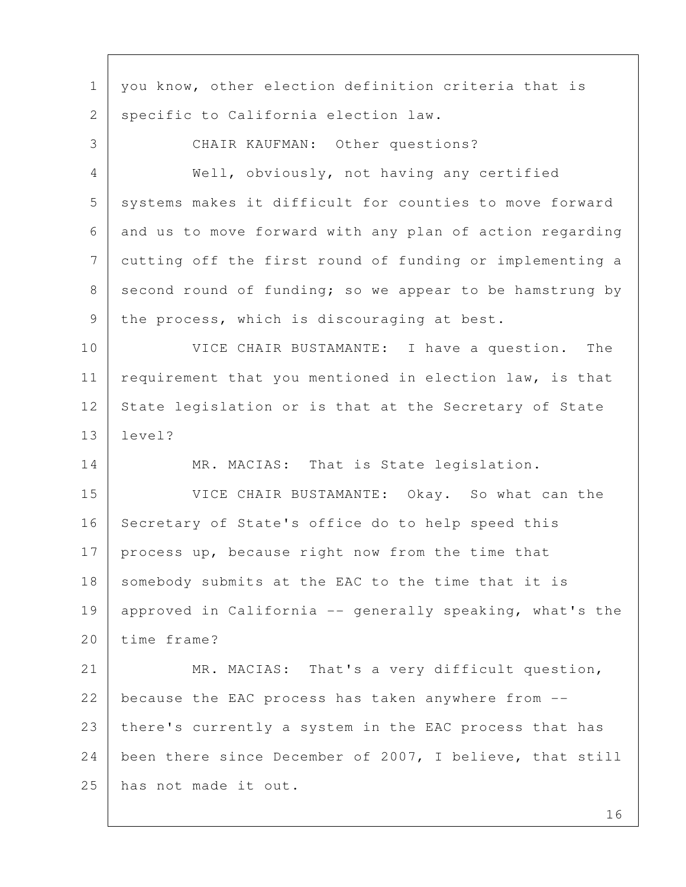you know, other election definition criteria that is specific to California election law.

CHAIR KAUFMAN: Other questions?

Well, obviously, not having any certified systems makes it difficult for counties to move forward and us to move forward with any plan of action regarding cutting off the first round of funding or implementing a second round of funding; so we appear to be hamstrung by the process, which is discouraging at best.

VICE CHAIR BUSTAMANTE: I have a question. The requirement that you mentioned in election law, is that State legislation or is that at the Secretary of State level?

MR. MACIAS: That is State legislation.

VICE CHAIR BUSTAMANTE: Okay. So what can the Secretary of State's office do to help speed this process up, because right now from the time that somebody submits at the EAC to the time that it is approved in California -- generally speaking, what's the time frame?

MR. MACIAS: That's a very difficult question, because the EAC process has taken anywhere from -- there's currently a system in the EAC process that has been there since December of 2007, I believe, that still has not made it out.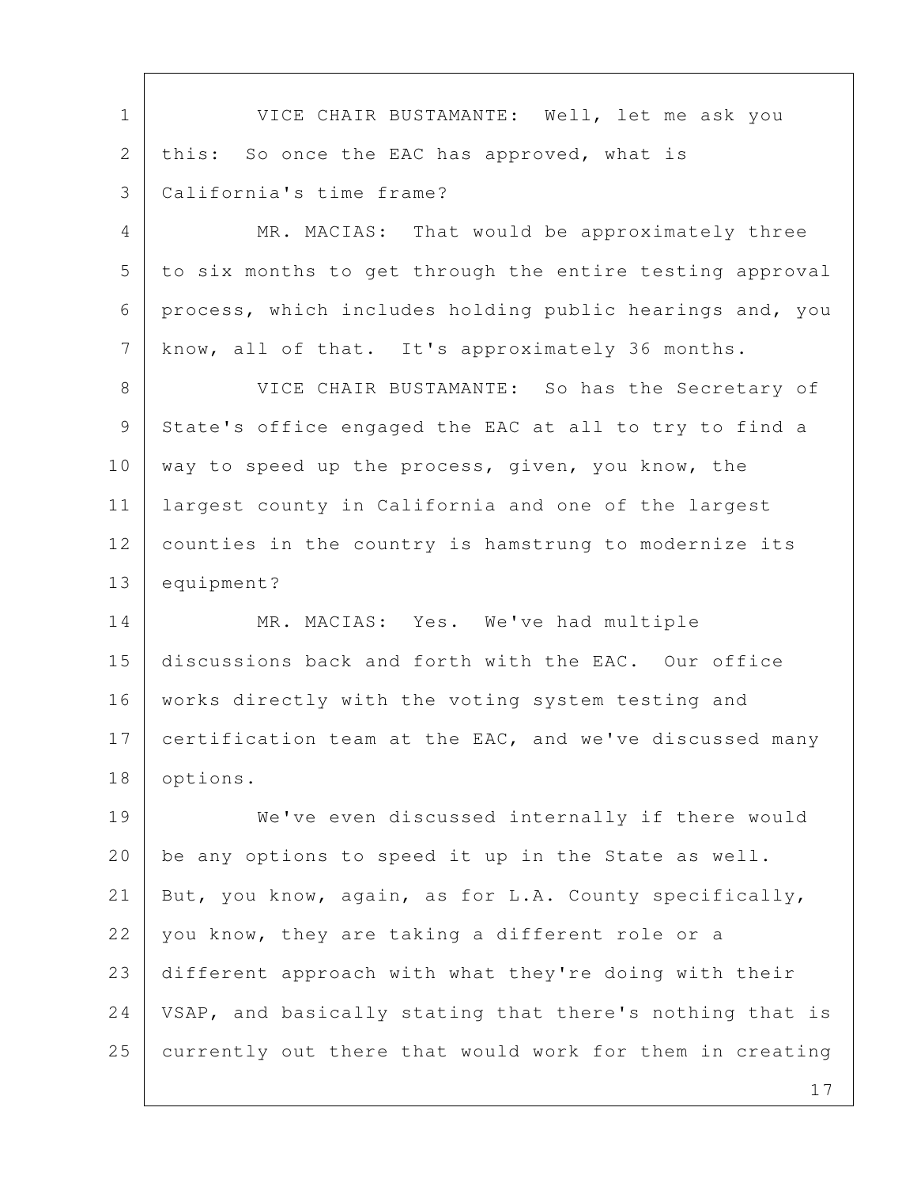VICE CHAIR BUSTAMANTE: Well, let me ask you this: So once the EAC has approved, what is California's time frame?

MR. MACIAS: That would be approximately three to six months to get through the entire testing approval process, which includes holding public hearings and, you know, all of that. It's approximately 36 months.

VICE CHAIR BUSTAMANTE: So has the Secretary of State's office engaged the EAC at all to try to find a way to speed up the process, given, you know, the largest county in California and one of the largest counties in the country is hamstrung to modernize its equipment?

MR. MACIAS: Yes. We've had multiple discussions back and forth with the EAC. Our office works directly with the voting system testing and certification team at the EAC, and we've discussed many options.

We've even discussed internally if there would be any options to speed it up in the State as well. But, you know, again, as for L.A. County specifically, you know, they are taking a different role or a different approach with what they're doing with their VSAP, and basically stating that there's nothing that is currently out there that would work for them in creating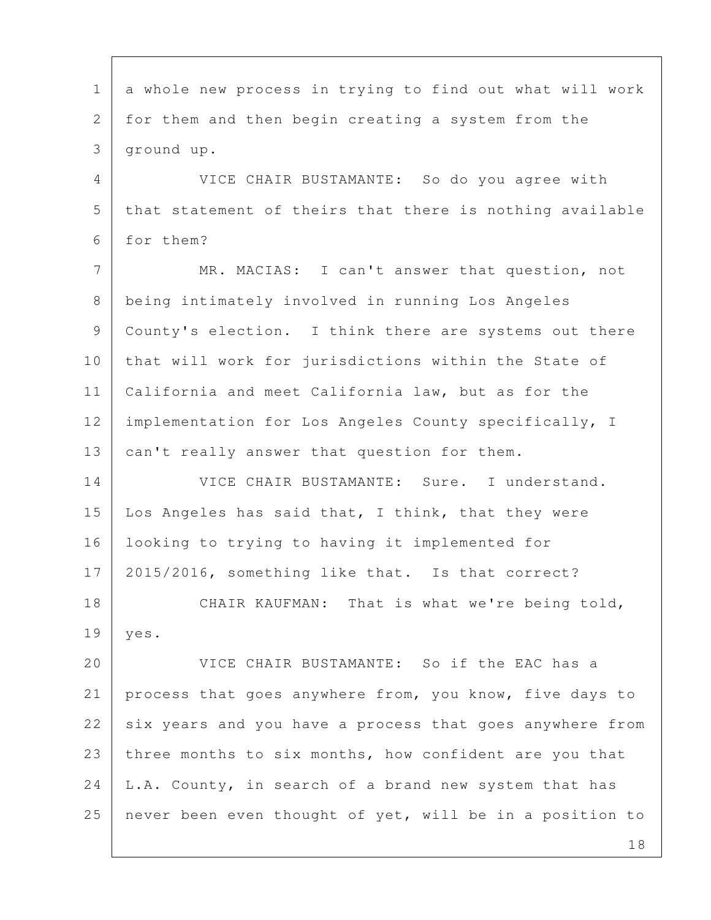a whole new process in trying to find out what will work for them and then begin creating a system from the ground up.

VICE CHAIR BUSTAMANTE: So do you agree with that statement of theirs that there is nothing available for them?

MR. MACIAS: I can't answer that question, not being intimately involved in running Los Angeles County's election. I think there are systems out there that will work for jurisdictions within the State of California and meet California law, but as for the implementation for Los Angeles County specifically, I can't really answer that question for them.

VICE CHAIR BUSTAMANTE: Sure. I understand. Los Angeles has said that, I think, that they were looking to trying to having it implemented for 2015/2016, something like that. Is that correct?

CHAIR KAUFMAN: That is what we're being told, yes.

VICE CHAIR BUSTAMANTE: So if the EAC has a process that goes anywhere from, you know, five days to six years and you have a process that goes anywhere from three months to six months, how confident are you that L.A. County, in search of a brand new system that has never been even thought of yet, will be in a position to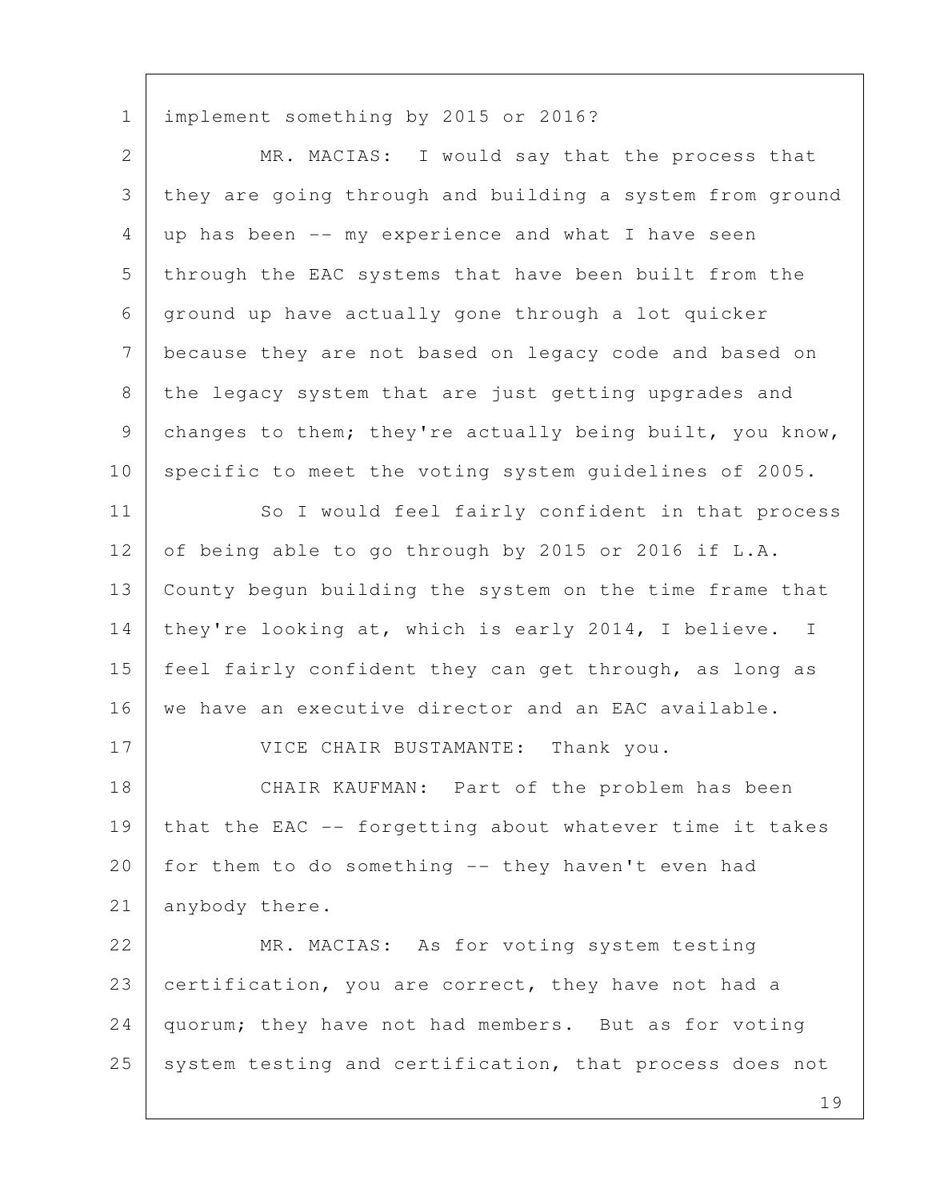implement something by 2015 or 2016?

MR. MACIAS: I would say that the process that they are going through and building a system from ground up has been -- my experience and what I have seen through the EAC systems that have been built from the ground up have actually gone through a lot quicker because they are not based on legacy code and based on the legacy system that are just getting upgrades and changes to them; they're actually being built, you know, specific to meet the voting system guidelines of 2005.

So I would feel fairly confident in that process of being able to go through by 2015 or 2016 if L.A. County begun building the system on the time frame that they're looking at, which is early 2014, I believe. I feel fairly confident they can get through, as long as we have an executive director and an EAC available.

VICE CHAIR BUSTAMANTE: Thank you.

CHAIR KAUFMAN: Part of the problem has been that the EAC -- forgetting about whatever time it takes for them to do something -- they haven't even had anybody there.

MR. MACIAS: As for voting system testing certification, you are correct, they have not had a quorum; they have not had members. But as for voting system testing and certification, that process does not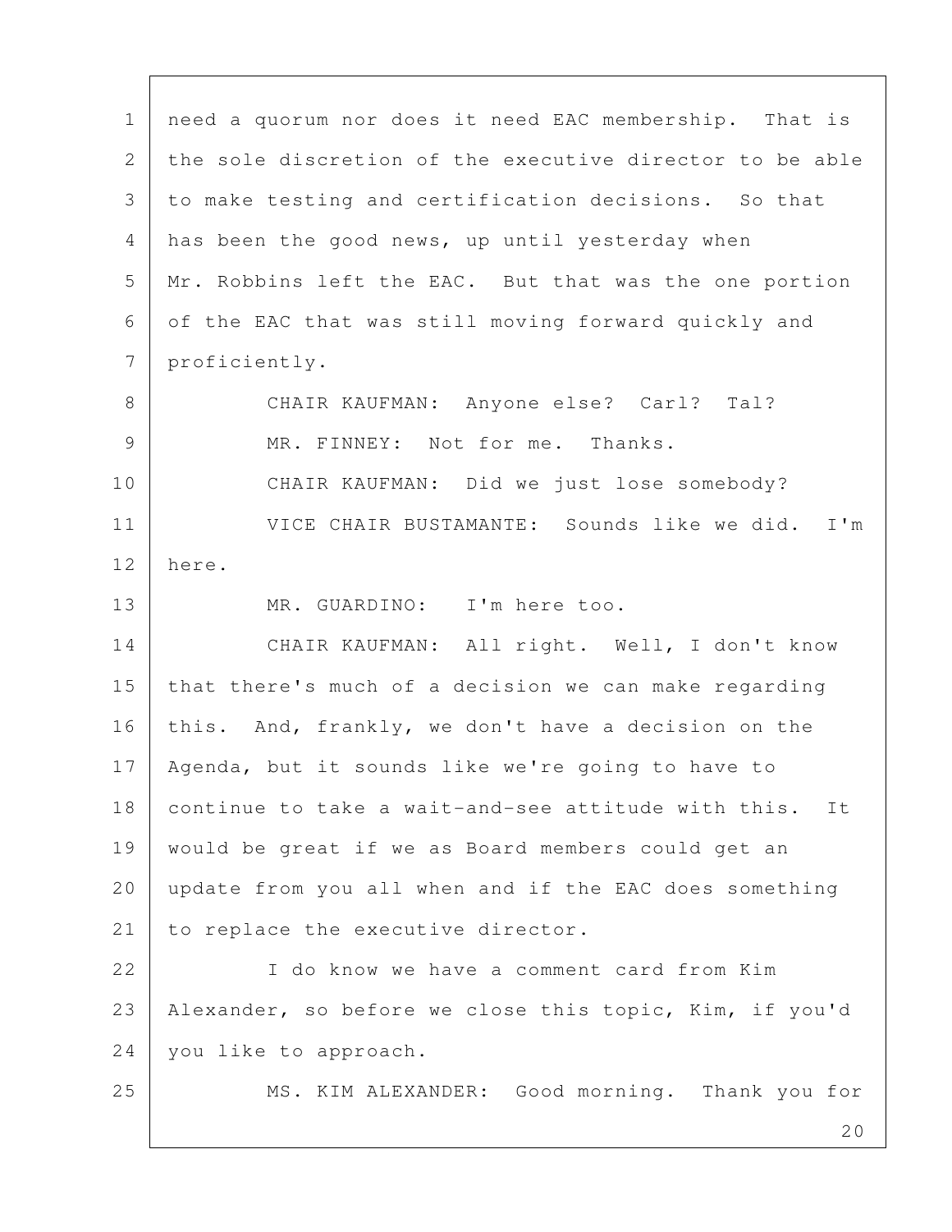need a quorum nor does it need EAC membership. That is the sole discretion of the executive director to be able to make testing and certification decisions. So that has been the good news, up until yesterday when Mr. Robbins left the EAC. But that was the one portion of the EAC that was still moving forward quickly and proficiently.

CHAIR KAUFMAN: Anyone else? Carl? Tal?

MR. FINNEY: Not for me. Thanks.

CHAIR KAUFMAN: Did we just lose somebody?

VICE CHAIR BUSTAMANTE: Sounds like we did. I'm here.

MR. GUARDINO: I'm here too.

CHAIR KAUFMAN: All right. Well, I don't know that there's much of a decision we can make regarding this. And, frankly, we don't have a decision on the Agenda, but it sounds like we're going to have to continue to take a wait-and-see attitude with this. It would be great if we as Board members could get an update from you all when and if the EAC does something to replace the executive director.

I do know we have a comment card from Kim Alexander, so before we close this topic, Kim, if you'd you like to approach.

MS. KIM ALEXANDER: Good morning. Thank you for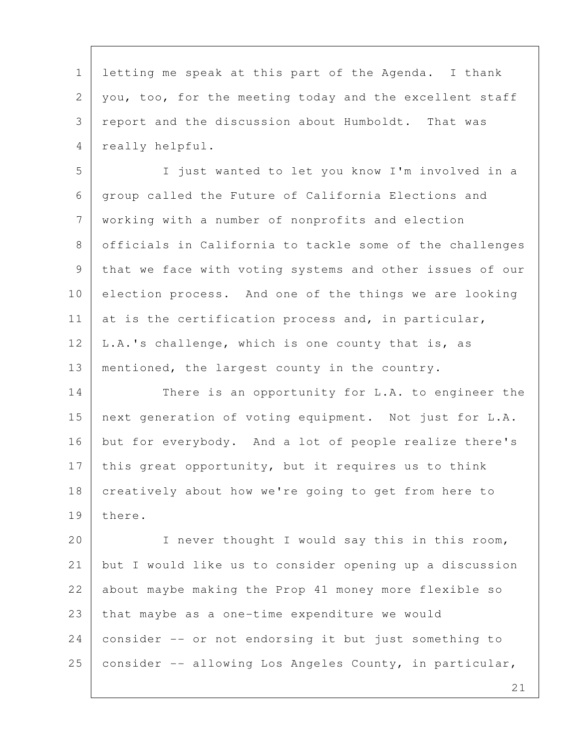letting me speak at this part of the Agenda. I thank you, too, for the meeting today and the excellent staff report and the discussion about Humboldt. That was really helpful.

I just wanted to let you know I'm involved in a group called the Future of California Elections and working with a number of nonprofits and election officials in California to tackle some of the challenges that we face with voting systems and other issues of our election process. And one of the things we are looking at is the certification process and, in particular, L.A.'s challenge, which is one county that is, as mentioned, the largest county in the country.

There is an opportunity for L.A. to engineer the next generation of voting equipment. Not just for L.A. but for everybody. And a lot of people realize there's this great opportunity, but it requires us to think creatively about how we're going to get from here to there.

I never thought I would say this in this room, but I would like us to consider opening up a discussion about maybe making the Prop 41 money more flexible so that maybe as a one-time expenditure we would consider -- or not endorsing it but just something to consider -- allowing Los Angeles County, in particular,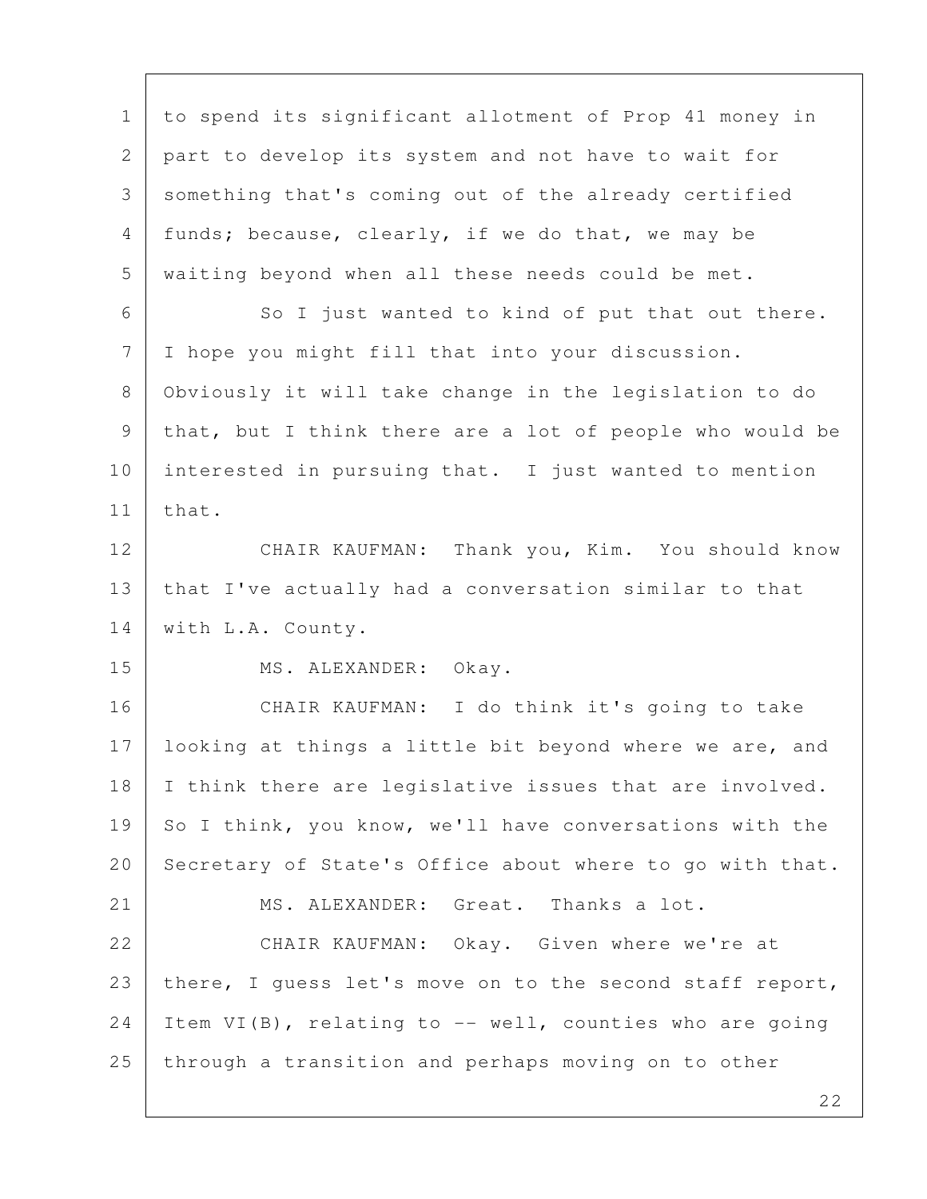to spend its significant allotment of Prop 41 money in part to develop its system and not have to wait for something that's coming out of the already certified funds; because, clearly, if we do that, we may be waiting beyond when all these needs could be met.

So I just wanted to kind of put that out there. I hope you might fill that into your discussion. Obviously it will take change in the legislation to do that, but I think there are a lot of people who would be interested in pursuing that. I just wanted to mention that.

CHAIR KAUFMAN: Thank you, Kim. You should know that I've actually had a conversation similar to that with L.A. County.

MS. ALEXANDER: Okay.

CHAIR KAUFMAN: I do think it's going to take looking at things a little bit beyond where we are, and I think there are legislative issues that are involved. So I think, you know, we'll have conversations with the Secretary of State's Office about where to go with that.

MS. ALEXANDER: Great. Thanks a lot.

CHAIR KAUFMAN: Okay. Given where we're at there, I guess let's move on to the second staff report, Item VI(B), relating to -- well, counties who are going through a transition and perhaps moving on to other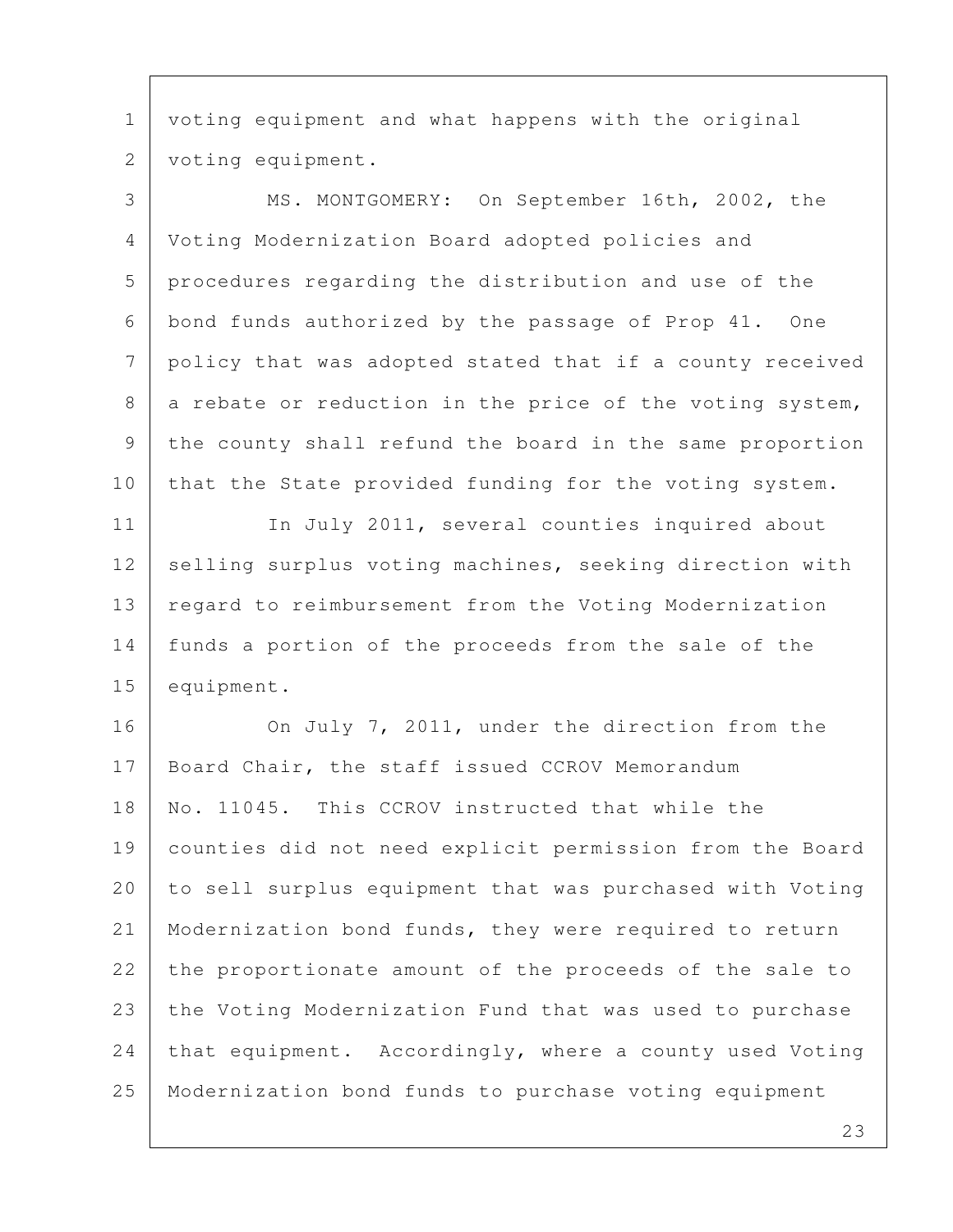voting equipment and what happens with the original voting equipment.

MS. MONTGOMERY: On September 16th, 2002, the Voting Modernization Board adopted policies and procedures regarding the distribution and use of the bond funds authorized by the passage of Prop 41. One policy that was adopted stated that if a county received a rebate or reduction in the price of the voting system, the county shall refund the board in the same proportion that the State provided funding for the voting system.

In July 2011, several counties inquired about selling surplus voting machines, seeking direction with regard to reimbursement from the Voting Modernization funds a portion of the proceeds from the sale of the equipment.

On July 7, 2011, under the direction from the Board Chair, the staff issued CCROV Memorandum No. 11045. This CCROV instructed that while the counties did not need explicit permission from the Board to sell surplus equipment that was purchased with Voting Modernization bond funds, they were required to return the proportionate amount of the proceeds of the sale to the Voting Modernization Fund that was used to purchase that equipment. Accordingly, where a county used Voting Modernization bond funds to purchase voting equipment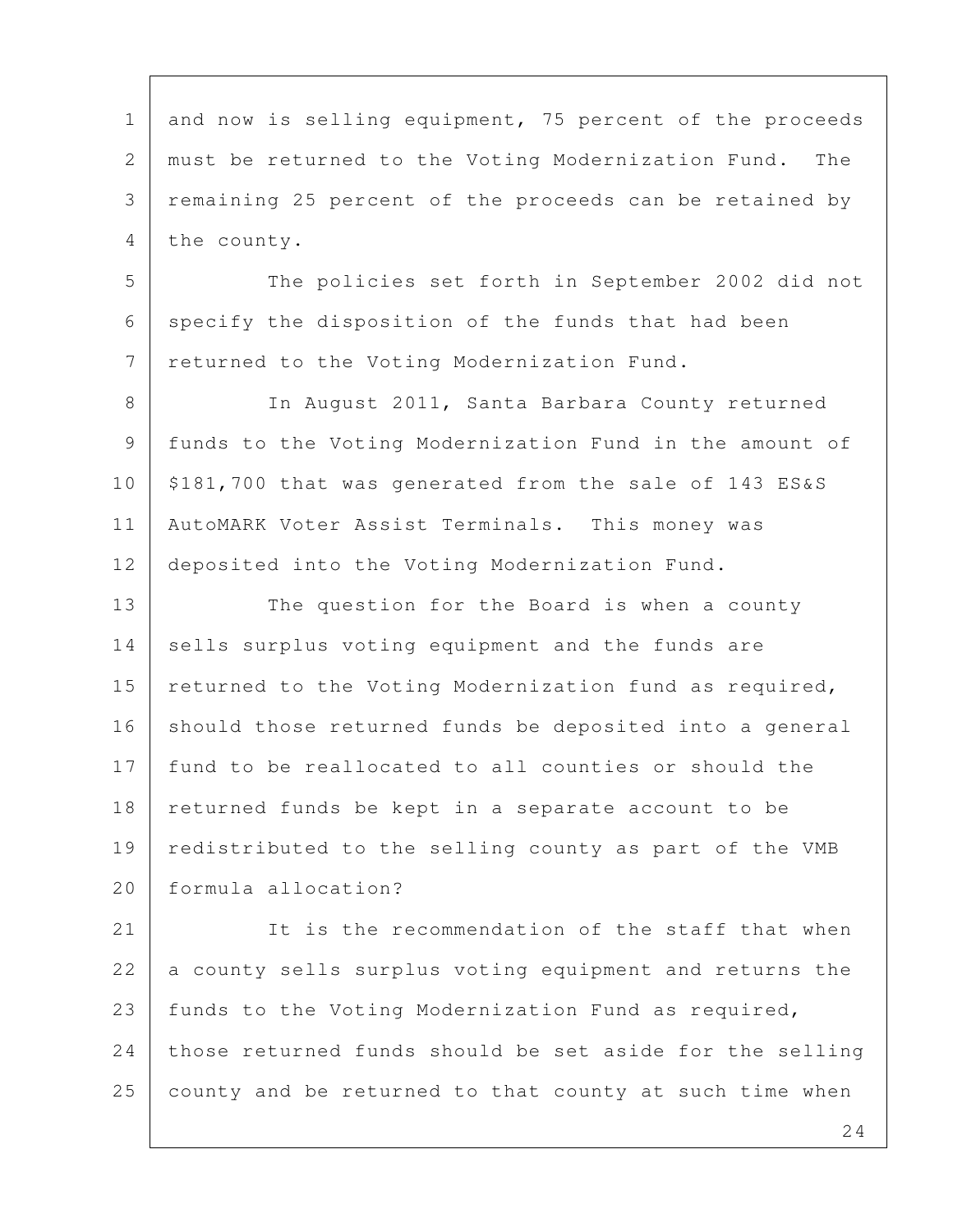and now is selling equipment, 75 percent of the proceeds must be returned to the Voting Modernization Fund. The remaining 25 percent of the proceeds can be retained by the county.

The policies set forth in September 2002 did not specify the disposition of the funds that had been returned to the Voting Modernization Fund.

In August 2011, Santa Barbara County returned funds to the Voting Modernization Fund in the amount of $181,700 that was generated from the sale of 143 ES&S AutoMARK Voter Assist Terminals. This money was deposited into the Voting Modernization Fund.

The question for the Board is when a county sells surplus voting equipment and the funds are returned to the Voting Modernization fund as required, should those returned funds be deposited into a general fund to be reallocated to all counties or should the returned funds be kept in a separate account to be redistributed to the selling county as part of the VMB formula allocation?

It is the recommendation of the staff that when a county sells surplus voting equipment and returns the funds to the Voting Modernization Fund as required, those returned funds should be set aside for the selling county and be returned to that county at such time when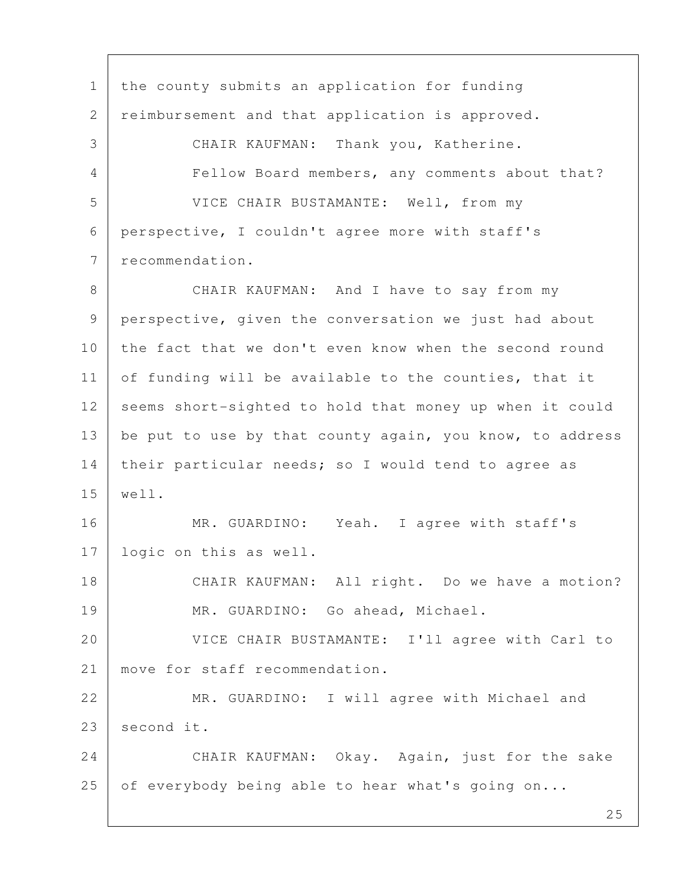the county submits an application for funding reimbursement and that application is approved.

CHAIR KAUFMAN: Thank you, Katherine.

Fellow Board members, any comments about that?

VICE CHAIR BUSTAMANTE: Well, from my perspective, I couldn't agree more with staff's recommendation.

CHAIR KAUFMAN: And I have to say from my perspective, given the conversation we just had about the fact that we don't even know when the second round of funding will be available to the counties, that it seems short-sighted to hold that money up when it could be put to use by that county again, you know, to address their particular needs; so I would tend to agree as well.

MR. GUARDINO: Yeah. I agree with staff's logic on this as well.

CHAIR KAUFMAN: All right. Do we have a motion?

MR. GUARDINO: Go ahead, Michael.

VICE CHAIR BUSTAMANTE: I'll agree with Carl to move for staff recommendation.

MR. GUARDINO: I will agree with Michael and second it.

CHAIR KAUFMAN: Okay. Again, just for the sake of everybody being able to hear what's going on...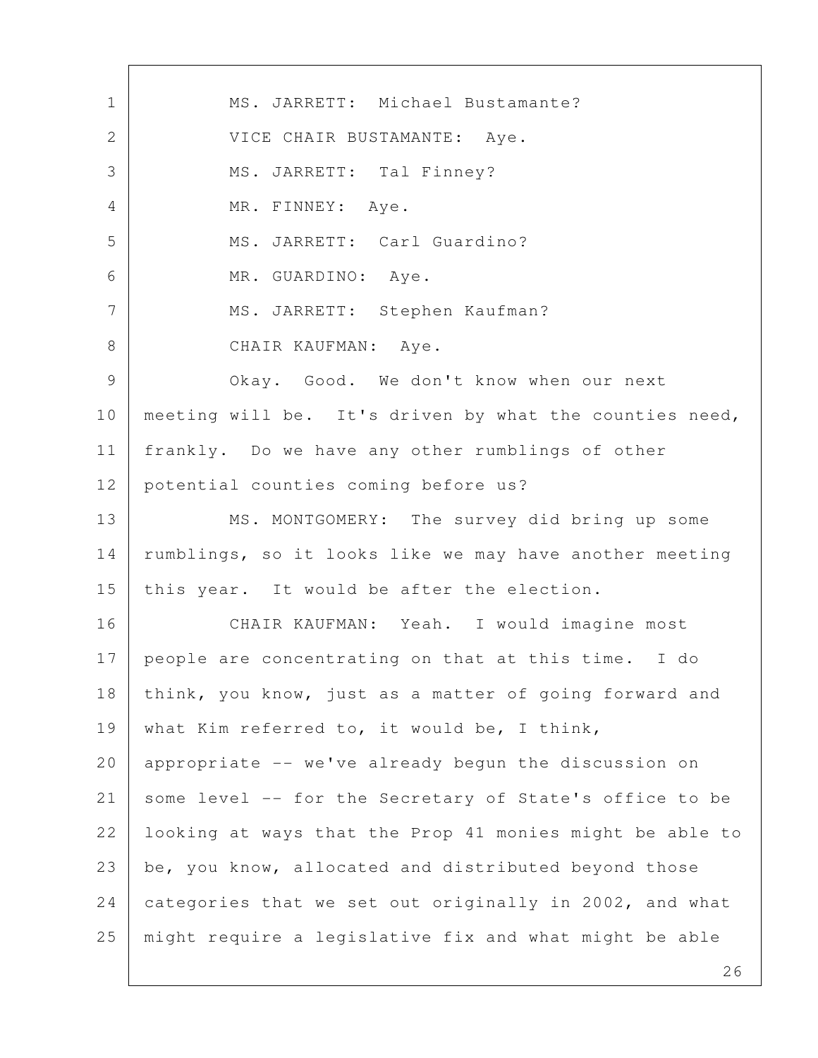MS. JARRETT: Michael Bustamante?

VICE CHAIR BUSTAMANTE: Aye.

MS. JARRETT: Tal Finney?

MR. FINNEY: Aye.

MS. JARRETT: Carl Guardino?

MR. GUARDINO: Aye.

MS. JARRETT: Stephen Kaufman?

CHAIR KAUFMAN: Aye.

Okay. Good. We don't know when our next meeting will be. It's driven by what the counties need, frankly. Do we have any other rumblings of other potential counties coming before us?

MS. MONTGOMERY: The survey did bring up some rumblings, so it looks like we may have another meeting this year. It would be after the election.

CHAIR KAUFMAN: Yeah. I would imagine most people are concentrating on that at this time. I do think, you know, just as a matter of going forward and what Kim referred to, it would be, I think, appropriate -- we've already begun the discussion on some level -- for the Secretary of State's office to be looking at ways that the Prop 41 monies might be able to be, you know, allocated and distributed beyond those categories that we set out originally in 2002, and what might require a legislative fix and what might be able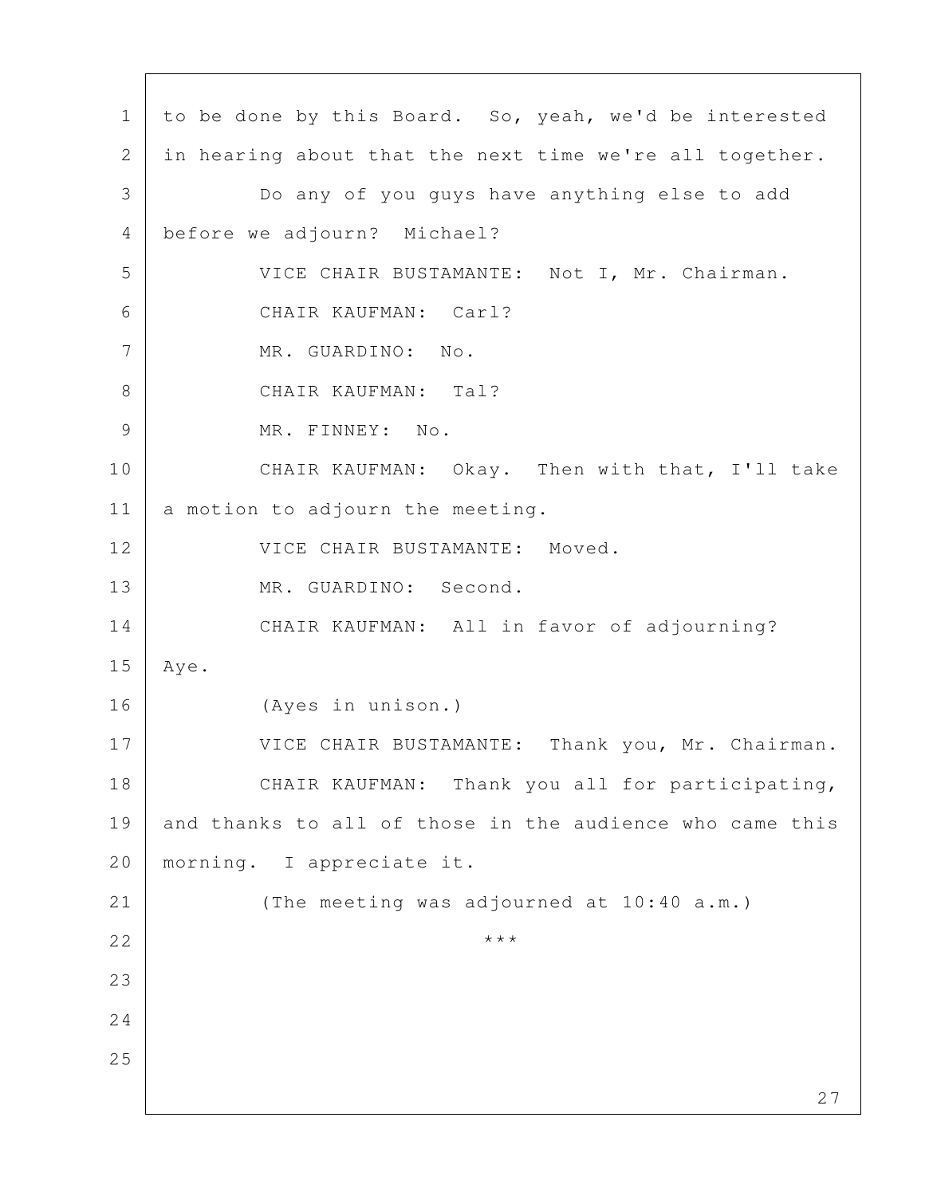to be done by this Board. So, yeah, we'd be interested in hearing about that the next time we're all together.

Do any of you guys have anything else to add before we adjourn? Michael?

VICE CHAIR BUSTAMANTE: Not I, Mr. Chairman.

CHAIR KAUFMAN: Carl?

MR. GUARDINO: No.

CHAIR KAUFMAN: Tal?

MR. FINNEY: No.

CHAIR KAUFMAN: Okay. Then with that, I'll take a motion to adjourn the meeting.

VICE CHAIR BUSTAMANTE: Moved.

MR. GUARDINO: Second.

CHAIR KAUFMAN: All in favor of adjourning? Aye.

(Ayes in unison.)

VICE CHAIR BUSTAMANTE: Thank you, Mr. Chairman.

CHAIR KAUFMAN: Thank you all for participating, and thanks to all of those in the audience who came this morning. I appreciate it.

(The meeting was adjourned at 10:40 a.m.)

***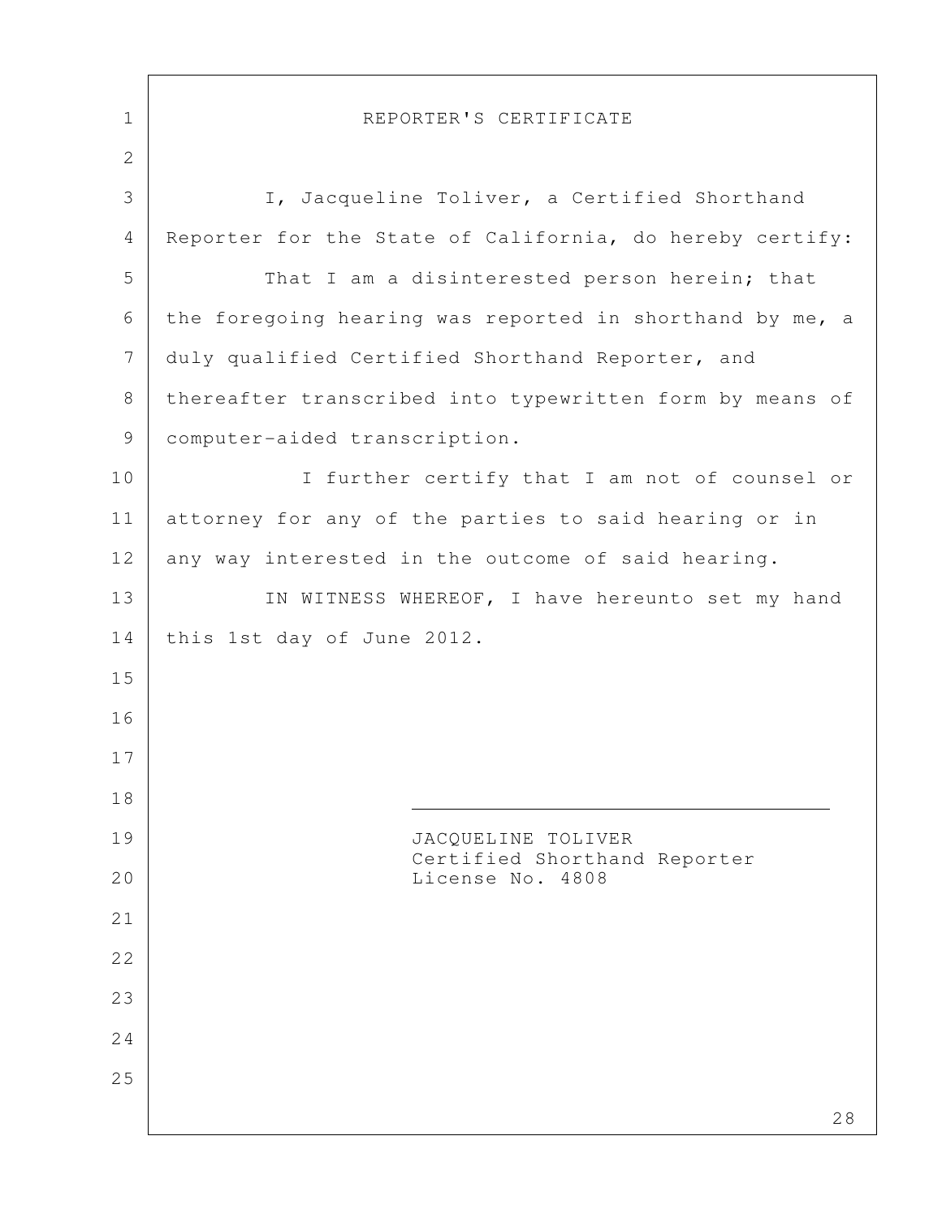# REPORTER'S CERTIFICATE

I, Jacqueline Toliver, a Certified Shorthand Reporter for the State of California, do hereby certify:

That I am a disinterested person herein; that the foregoing hearing was reported in shorthand by me, a duly qualified Certified Shorthand Reporter, and thereafter transcribed into typewritten form by means of computer-aided transcription.

I further certify that I am not of counsel or attorney for any of the parties to said hearing or in any way interested in the outcome of said hearing.

IN WITNESS WHEREOF, I have hereunto set my hand this 1st day of June 2012.

JACQUELINE TOLIVER
Certified Shorthand Reporter
License No. 4808